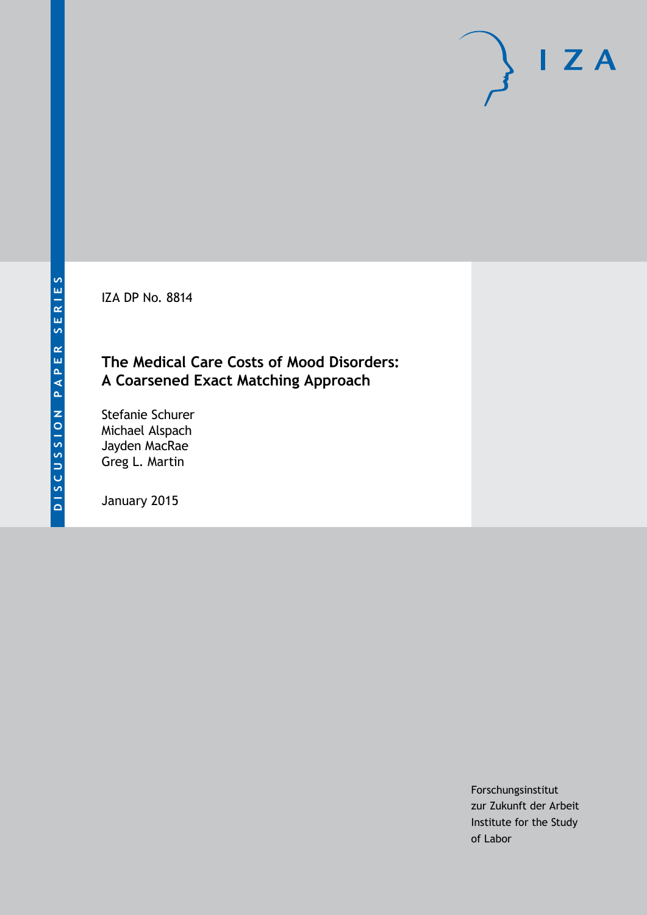DISCUSSION PAPER SERIES

IZA DP No. 8814

# The Medical Care Costs of Mood Disorders: A Coarsened Exact Matching Approach

Stefanie Schurer
Michael Alspach
Jayden MacRae
Greg L. Martin

January 2015

Forschungsinstitut
zur Zukunft der Arbeit
Institute for the Study
of Labor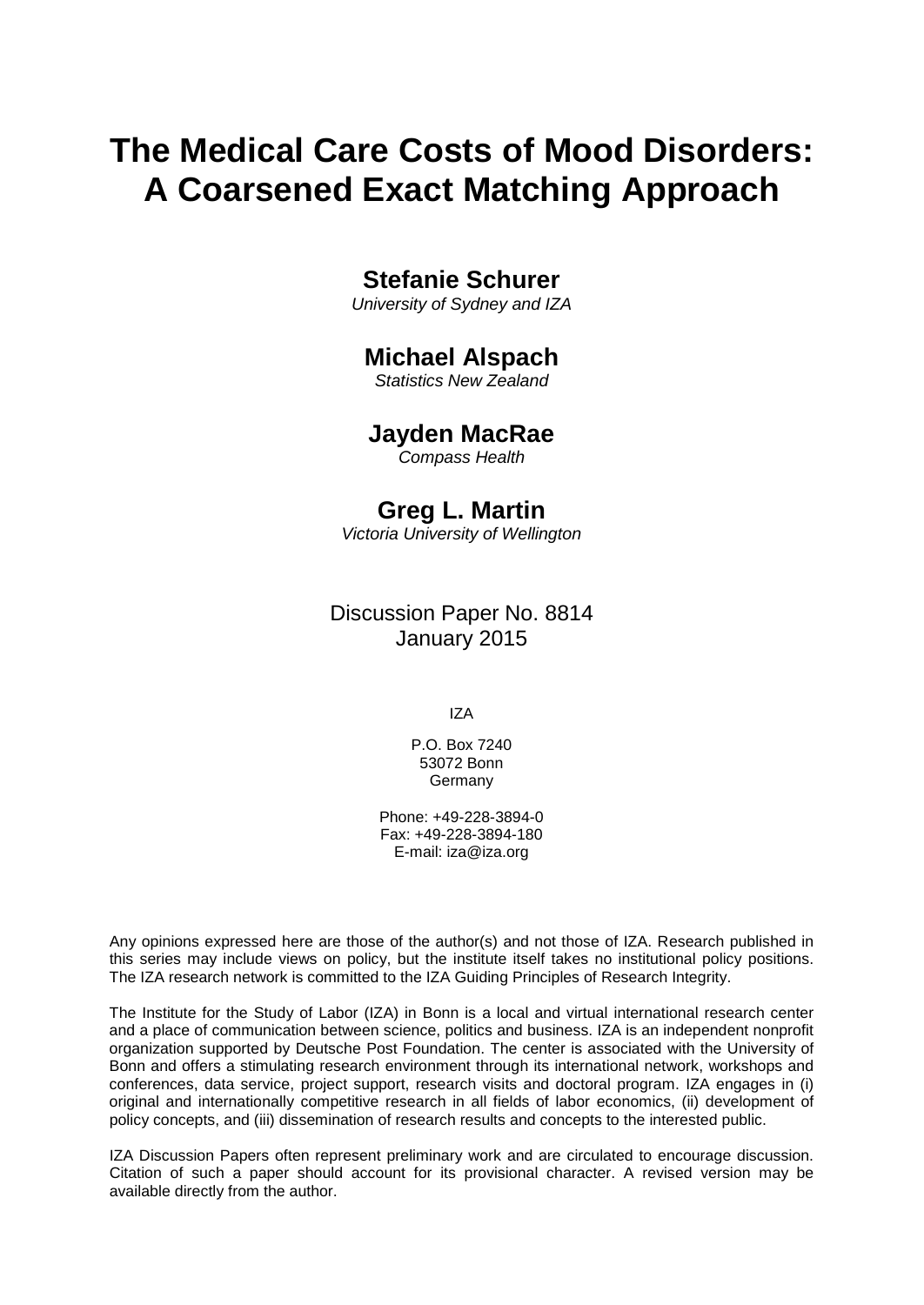# The Medical Care Costs of Mood Disorders: A Coarsened Exact Matching Approach

**Stefanie Schurer**
*University of Sydney and IZA*

**Michael Alspach**
*Statistics New Zealand*

**Jayden MacRae**
*Compass Health*

**Greg L. Martin**
*Victoria University of Wellington*

Discussion Paper No. 8814
January 2015

IZA

P.O. Box 7240
53072 Bonn
Germany

Phone: +49-228-3894-0
Fax: +49-228-3894-180
E-mail: iza@iza.org

Any opinions expressed here are those of the author(s) and not those of IZA. Research published in this series may include views on policy, but the institute itself takes no institutional policy positions. The IZA research network is committed to the IZA Guiding Principles of Research Integrity.

The Institute for the Study of Labor (IZA) in Bonn is a local and virtual international research center and a place of communication between science, politics and business. IZA is an independent nonprofit organization supported by Deutsche Post Foundation. The center is associated with the University of Bonn and offers a stimulating research environment through its international network, workshops and conferences, data service, project support, research visits and doctoral program. IZA engages in (i) original and internationally competitive research in all fields of labor economics, (ii) development of policy concepts, and (iii) dissemination of research results and concepts to the interested public.

IZA Discussion Papers often represent preliminary work and are circulated to encourage discussion. Citation of such a paper should account for its provisional character. A revised version may be available directly from the author.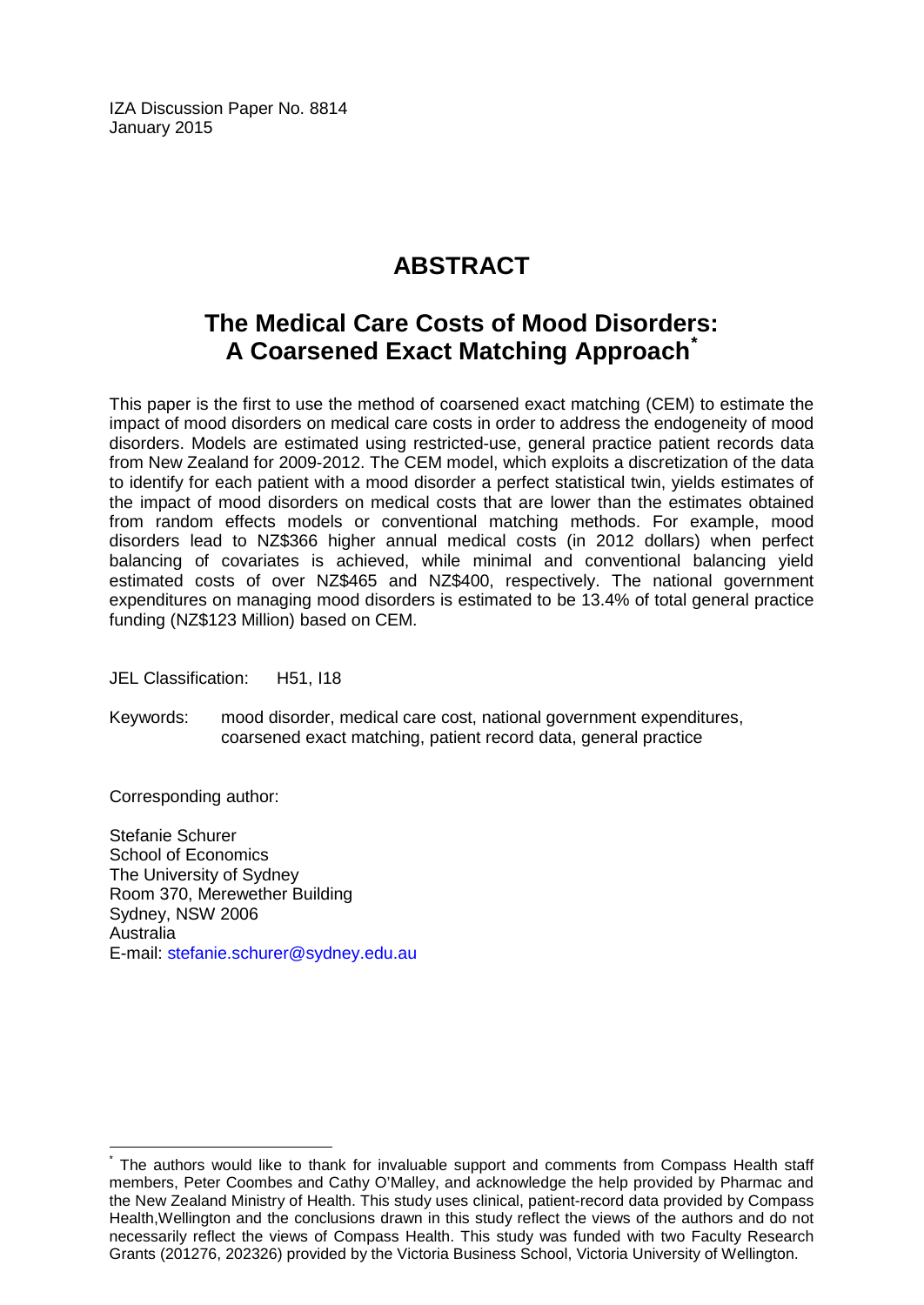IZA Discussion Paper No. 8814
January 2015

# ABSTRACT

## The Medical Care Costs of Mood Disorders: A Coarsened Exact Matching Approach*

This paper is the first to use the method of coarsened exact matching (CEM) to estimate the impact of mood disorders on medical care costs in order to address the endogeneity of mood disorders. Models are estimated using restricted-use, general practice patient records data from New Zealand for 2009-2012. The CEM model, which exploits a discretization of the data to identify for each patient with a mood disorder a perfect statistical twin, yields estimates of the impact of mood disorders on medical costs that are lower than the estimates obtained from random effects models or conventional matching methods. For example, mood disorders lead to NZ$366 higher annual medical costs (in 2012 dollars) when perfect balancing of covariates is achieved, while minimal and conventional balancing yield estimated costs of over NZ$465 and NZ$400, respectively. The national government expenditures on managing mood disorders is estimated to be 13.4% of total general practice funding (NZ$123 Million) based on CEM.

JEL Classification: H51, I18

Keywords: mood disorder, medical care cost, national government expenditures, coarsened exact matching, patient record data, general practice

Corresponding author:

Stefanie Schurer
School of Economics
The University of Sydney
Room 370, Merewether Building
Sydney, NSW 2006
Australia
E-mail: stefanie.schurer@sydney.edu.au

---

* The authors would like to thank for invaluable support and comments from Compass Health staff members, Peter Coombes and Cathy O'Malley, and acknowledge the help provided by Pharmac and the New Zealand Ministry of Health. This study uses clinical, patient-record data provided by Compass Health,Wellington and the conclusions drawn in this study reflect the views of the authors and do not necessarily reflect the views of Compass Health. This study was funded with two Faculty Research Grants (201276, 202326) provided by the Victoria Business School, Victoria University of Wellington.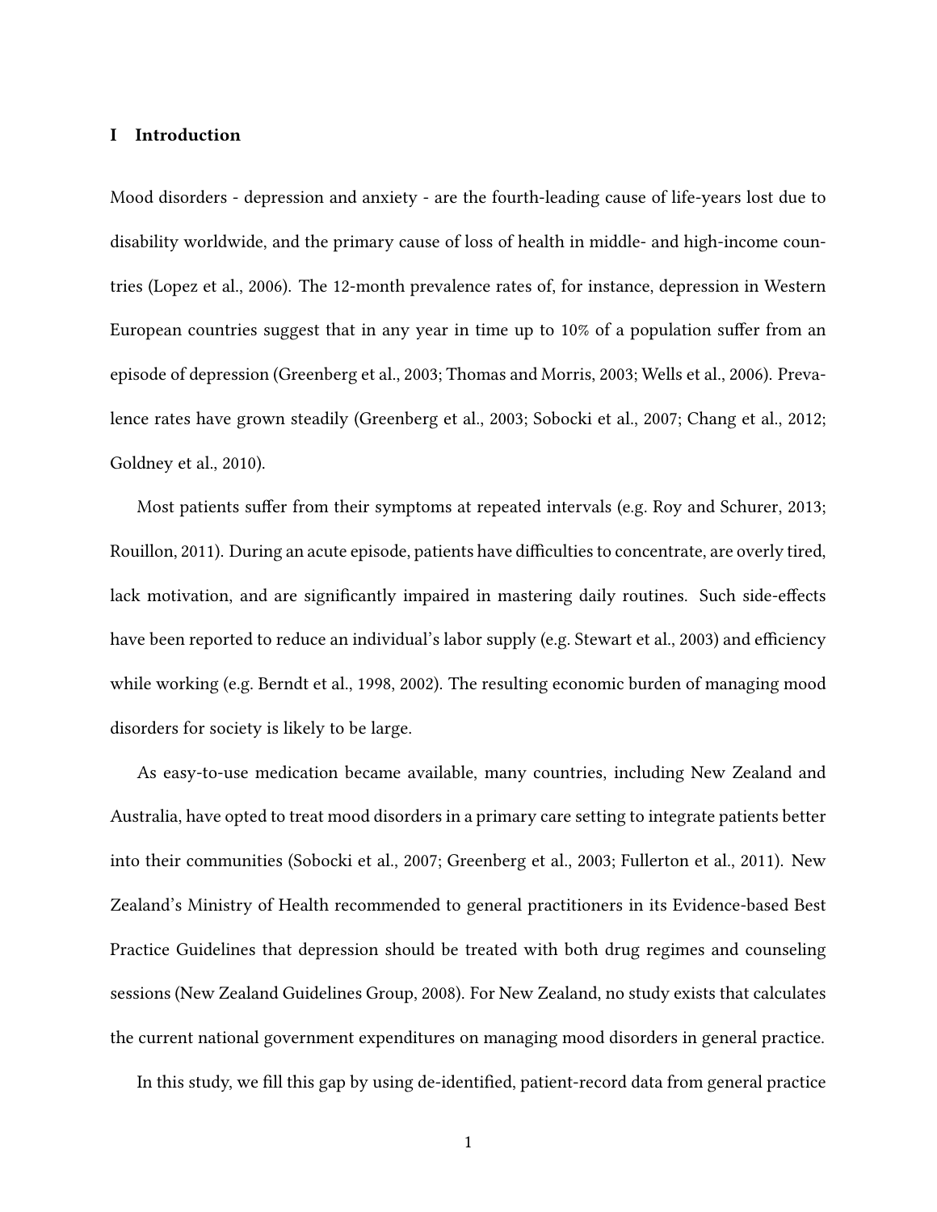## I Introduction

Mood disorders - depression and anxiety - are the fourth-leading cause of life-years lost due to disability worldwide, and the primary cause of loss of health in middle- and high-income countries (Lopez et al., 2006). The 12-month prevalence rates of, for instance, depression in Western European countries suggest that in any year in time up to 10% of a population suffer from an episode of depression (Greenberg et al., 2003; Thomas and Morris, 2003; Wells et al., 2006). Prevalence rates have grown steadily (Greenberg et al., 2003; Sobocki et al., 2007; Chang et al., 2012; Goldney et al., 2010).

Most patients suffer from their symptoms at repeated intervals (e.g. Roy and Schurer, 2013; Rouillon, 2011). During an acute episode, patients have difficulties to concentrate, are overly tired, lack motivation, and are significantly impaired in mastering daily routines. Such side-effects have been reported to reduce an individual's labor supply (e.g. Stewart et al., 2003) and efficiency while working (e.g. Berndt et al., 1998, 2002). The resulting economic burden of managing mood disorders for society is likely to be large.

As easy-to-use medication became available, many countries, including New Zealand and Australia, have opted to treat mood disorders in a primary care setting to integrate patients better into their communities (Sobocki et al., 2007; Greenberg et al., 2003; Fullerton et al., 2011). New Zealand's Ministry of Health recommended to general practitioners in its Evidence-based Best Practice Guidelines that depression should be treated with both drug regimes and counseling sessions (New Zealand Guidelines Group, 2008). For New Zealand, no study exists that calculates the current national government expenditures on managing mood disorders in general practice.

In this study, we fill this gap by using de-identified, patient-record data from general practice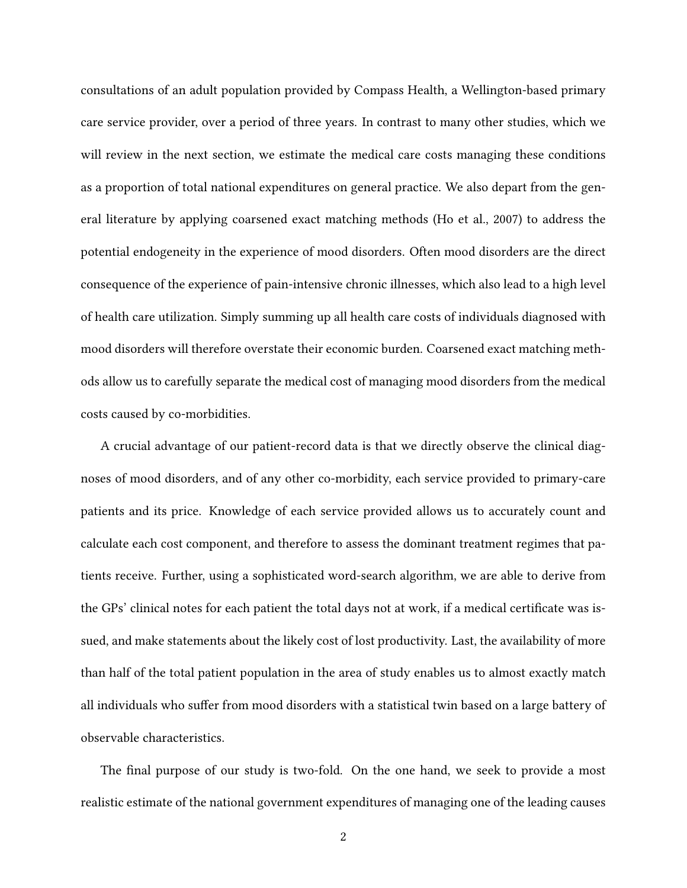consultations of an adult population provided by Compass Health, a Wellington-based primary care service provider, over a period of three years. In contrast to many other studies, which we will review in the next section, we estimate the medical care costs managing these conditions as a proportion of total national expenditures on general practice. We also depart from the general literature by applying coarsened exact matching methods (Ho et al., 2007) to address the potential endogeneity in the experience of mood disorders. Often mood disorders are the direct consequence of the experience of pain-intensive chronic illnesses, which also lead to a high level of health care utilization. Simply summing up all health care costs of individuals diagnosed with mood disorders will therefore overstate their economic burden. Coarsened exact matching methods allow us to carefully separate the medical cost of managing mood disorders from the medical costs caused by co-morbidities.

A crucial advantage of our patient-record data is that we directly observe the clinical diagnoses of mood disorders, and of any other co-morbidity, each service provided to primary-care patients and its price. Knowledge of each service provided allows us to accurately count and calculate each cost component, and therefore to assess the dominant treatment regimes that patients receive. Further, using a sophisticated word-search algorithm, we are able to derive from the GPs' clinical notes for each patient the total days not at work, if a medical certificate was issued, and make statements about the likely cost of lost productivity. Last, the availability of more than half of the total patient population in the area of study enables us to almost exactly match all individuals who suffer from mood disorders with a statistical twin based on a large battery of observable characteristics.

The final purpose of our study is two-fold. On the one hand, we seek to provide a most realistic estimate of the national government expenditures of managing one of the leading causes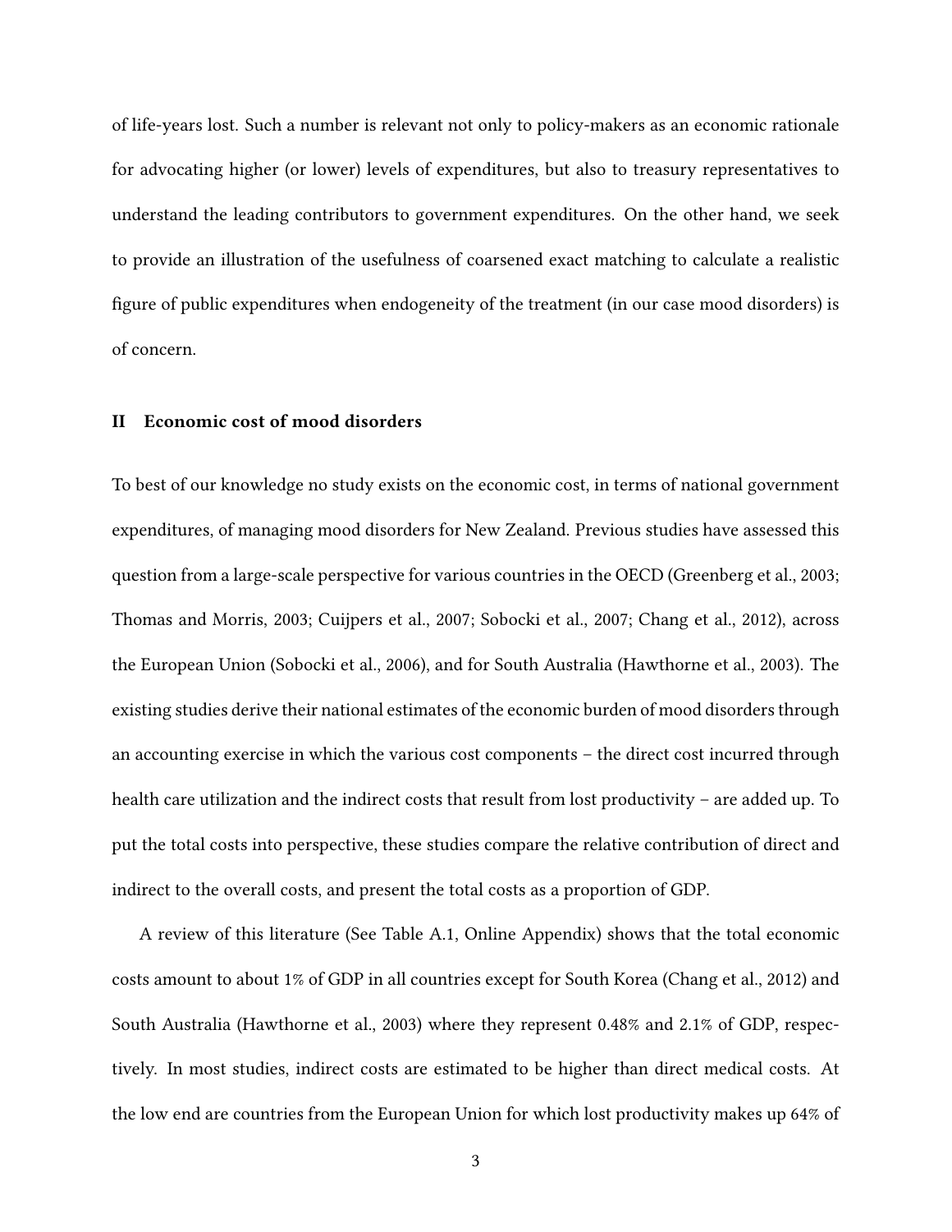of life-years lost. Such a number is relevant not only to policy-makers as an economic rationale for advocating higher (or lower) levels of expenditures, but also to treasury representatives to understand the leading contributors to government expenditures. On the other hand, we seek to provide an illustration of the usefulness of coarsened exact matching to calculate a realistic figure of public expenditures when endogeneity of the treatment (in our case mood disorders) is of concern.

## II Economic cost of mood disorders

To best of our knowledge no study exists on the economic cost, in terms of national government expenditures, of managing mood disorders for New Zealand. Previous studies have assessed this question from a large-scale perspective for various countries in the OECD (Greenberg et al., 2003; Thomas and Morris, 2003; Cuijpers et al., 2007; Sobocki et al., 2007; Chang et al., 2012), across the European Union (Sobocki et al., 2006), and for South Australia (Hawthorne et al., 2003). The existing studies derive their national estimates of the economic burden of mood disorders through an accounting exercise in which the various cost components – the direct cost incurred through health care utilization and the indirect costs that result from lost productivity – are added up. To put the total costs into perspective, these studies compare the relative contribution of direct and indirect to the overall costs, and present the total costs as a proportion of GDP.

A review of this literature (See Table A.1, Online Appendix) shows that the total economic costs amount to about 1% of GDP in all countries except for South Korea (Chang et al., 2012) and South Australia (Hawthorne et al., 2003) where they represent 0.48% and 2.1% of GDP, respectively. In most studies, indirect costs are estimated to be higher than direct medical costs. At the low end are countries from the European Union for which lost productivity makes up 64% of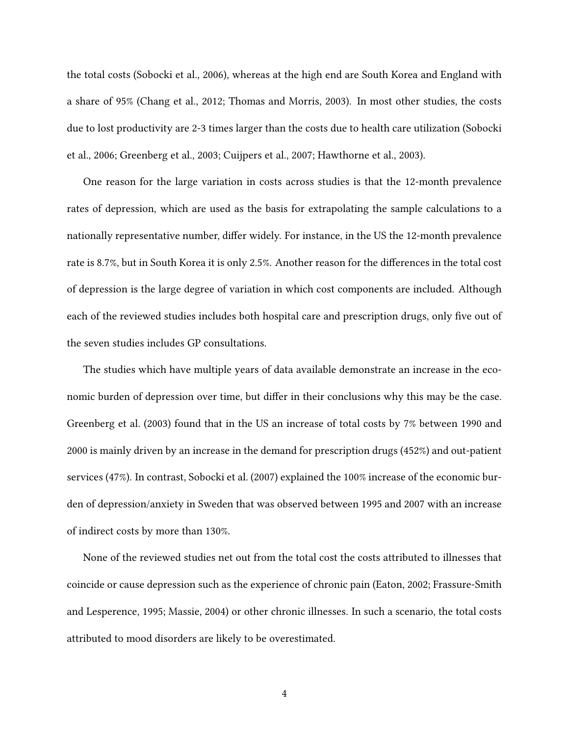the total costs (Sobocki et al., 2006), whereas at the high end are South Korea and England with a share of 95% (Chang et al., 2012; Thomas and Morris, 2003). In most other studies, the costs due to lost productivity are 2-3 times larger than the costs due to health care utilization (Sobocki et al., 2006; Greenberg et al., 2003; Cuijpers et al., 2007; Hawthorne et al., 2003).

One reason for the large variation in costs across studies is that the 12-month prevalence rates of depression, which are used as the basis for extrapolating the sample calculations to a nationally representative number, differ widely. For instance, in the US the 12-month prevalence rate is 8.7%, but in South Korea it is only 2.5%. Another reason for the differences in the total cost of depression is the large degree of variation in which cost components are included. Although each of the reviewed studies includes both hospital care and prescription drugs, only five out of the seven studies includes GP consultations.

The studies which have multiple years of data available demonstrate an increase in the economic burden of depression over time, but differ in their conclusions why this may be the case. Greenberg et al. (2003) found that in the US an increase of total costs by 7% between 1990 and 2000 is mainly driven by an increase in the demand for prescription drugs (452%) and out-patient services (47%). In contrast, Sobocki et al. (2007) explained the 100% increase of the economic burden of depression/anxiety in Sweden that was observed between 1995 and 2007 with an increase of indirect costs by more than 130%.

None of the reviewed studies net out from the total cost the costs attributed to illnesses that coincide or cause depression such as the experience of chronic pain (Eaton, 2002; Frassure-Smith and Lesperence, 1995; Massie, 2004) or other chronic illnesses. In such a scenario, the total costs attributed to mood disorders are likely to be overestimated.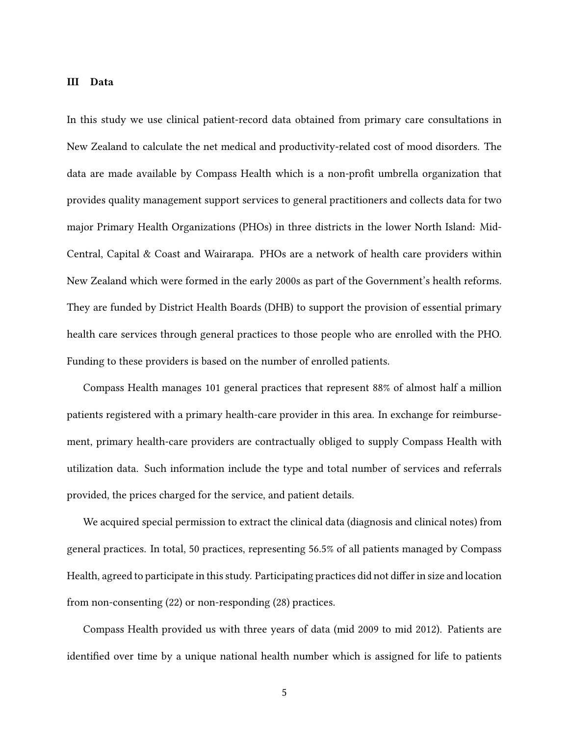## III Data

In this study we use clinical patient-record data obtained from primary care consultations in New Zealand to calculate the net medical and productivity-related cost of mood disorders. The data are made available by Compass Health which is a non-profit umbrella organization that provides quality management support services to general practitioners and collects data for two major Primary Health Organizations (PHOs) in three districts in the lower North Island: Mid-Central, Capital & Coast and Wairarapa. PHOs are a network of health care providers within New Zealand which were formed in the early 2000s as part of the Government's health reforms. They are funded by District Health Boards (DHB) to support the provision of essential primary health care services through general practices to those people who are enrolled with the PHO. Funding to these providers is based on the number of enrolled patients.

Compass Health manages 101 general practices that represent 88% of almost half a million patients registered with a primary health-care provider in this area. In exchange for reimbursement, primary health-care providers are contractually obliged to supply Compass Health with utilization data. Such information include the type and total number of services and referrals provided, the prices charged for the service, and patient details.

We acquired special permission to extract the clinical data (diagnosis and clinical notes) from general practices. In total, 50 practices, representing 56.5% of all patients managed by Compass Health, agreed to participate in this study. Participating practices did not differ in size and location from non-consenting (22) or non-responding (28) practices.

Compass Health provided us with three years of data (mid 2009 to mid 2012). Patients are identified over time by a unique national health number which is assigned for life to patients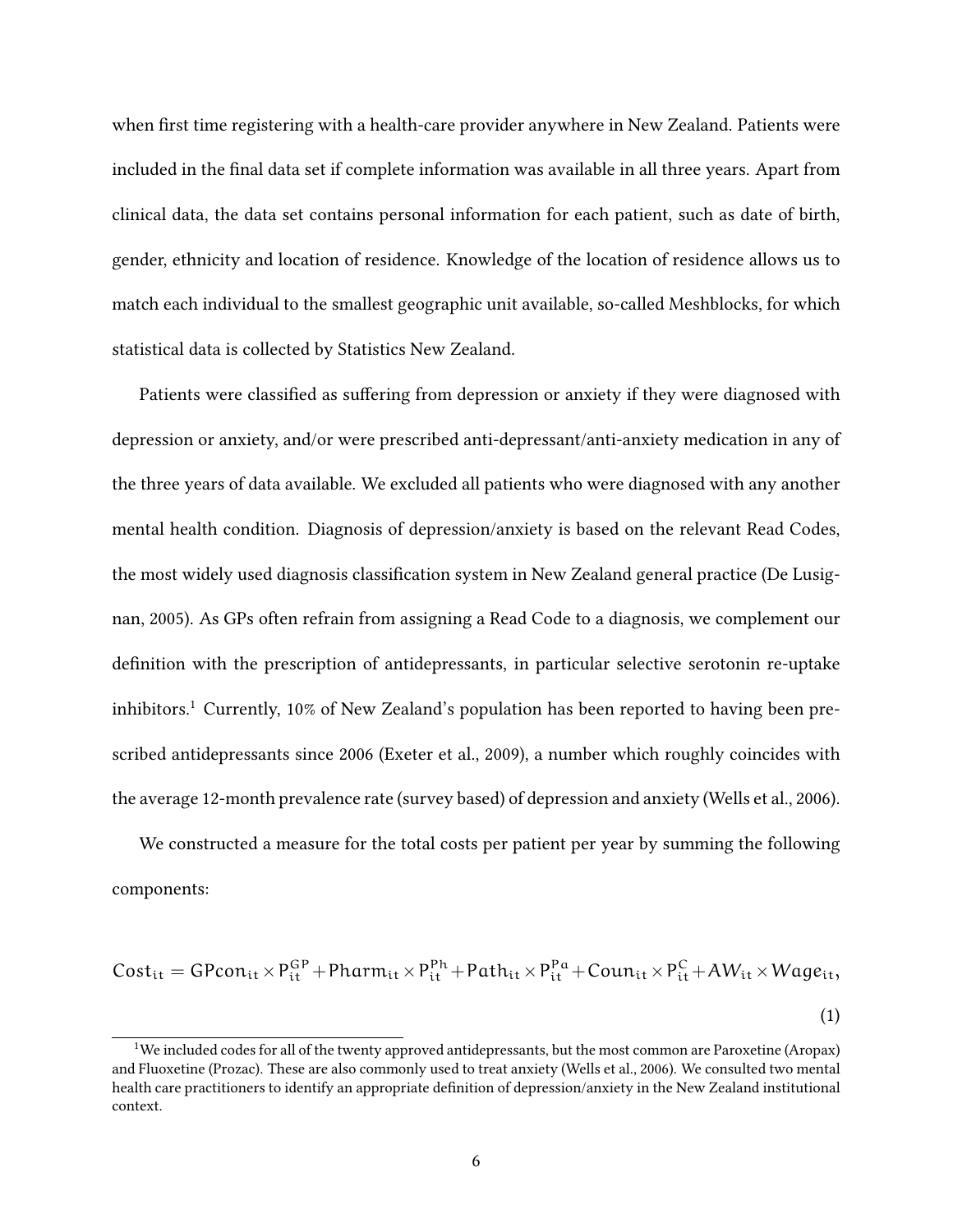when first time registering with a health-care provider anywhere in New Zealand. Patients were included in the final data set if complete information was available in all three years. Apart from clinical data, the data set contains personal information for each patient, such as date of birth, gender, ethnicity and location of residence. Knowledge of the location of residence allows us to match each individual to the smallest geographic unit available, so-called Meshblocks, for which statistical data is collected by Statistics New Zealand.

Patients were classified as suffering from depression or anxiety if they were diagnosed with depression or anxiety, and/or were prescribed anti-depressant/anti-anxiety medication in any of the three years of data available. We excluded all patients who were diagnosed with any another mental health condition. Diagnosis of depression/anxiety is based on the relevant Read Codes, the most widely used diagnosis classification system in New Zealand general practice (De Lusignan, 2005). As GPs often refrain from assigning a Read Code to a diagnosis, we complement our definition with the prescription of antidepressants, in particular selective serotonin re-uptake inhibitors.[1] Currently, 10% of New Zealand's population has been reported to having been prescribed antidepressants since 2006 (Exeter et al., 2009), a number which roughly coincides with the average 12-month prevalence rate (survey based) of depression and anxiety (Wells et al., 2006).

We constructed a measure for the total costs per patient per year by summing the following components:

$$\mathrm{Cost}_{it} = \mathrm{GPcon}_{it} \times \mathrm{P}_{it}^{GP} + \mathrm{Pharm}_{it} \times \mathrm{P}_{it}^{Ph} + \mathrm{Path}_{it} \times \mathrm{P}_{it}^{Pa} + \mathrm{Coun}_{it} \times \mathrm{P}_{it}^{C} + AW_{it} \times Wage_{it}, \tag{1}$$

[1] We included codes for all of the twenty approved antidepressants, but the most common are Paroxetine (Aropax) and Fluoxetine (Prozac). These are also commonly used to treat anxiety (Wells et al., 2006). We consulted two mental health care practitioners to identify an appropriate definition of depression/anxiety in the New Zealand institutional context.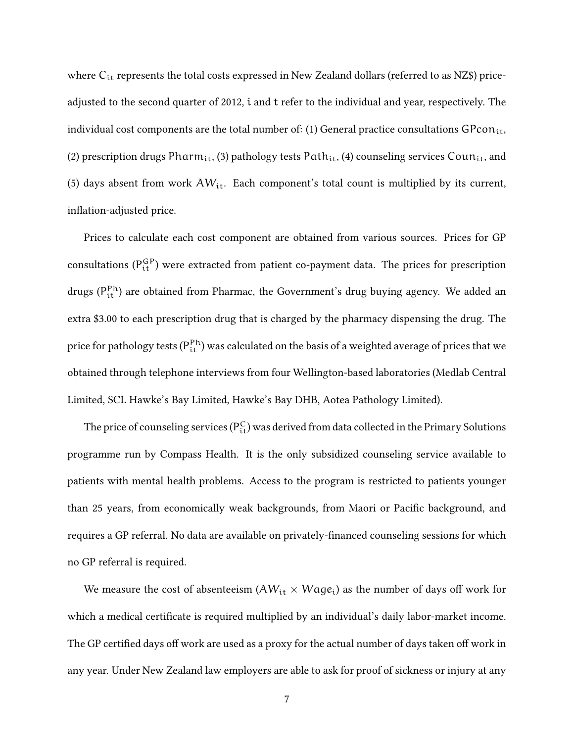where $C_{it}$ represents the total costs expressed in New Zealand dollars (referred to as NZ$) price-adjusted to the second quarter of 2012, $i$ and $t$ refer to the individual and year, respectively. The individual cost components are the total number of: (1) General practice consultations $GPcon_{it}$, (2) prescription drugs $Pharm_{it}$, (3) pathology tests $Path_{it}$, (4) counseling services $Coun_{it}$, and (5) days absent from work $AW_{it}$. Each component's total count is multiplied by its current, inflation-adjusted price.

Prices to calculate each cost component are obtained from various sources. Prices for GP consultations ($P_{it}^{GP}$) were extracted from patient co-payment data. The prices for prescription drugs ($P_{it}^{Ph}$) are obtained from Pharmac, the Government's drug buying agency. We added an extra $3.00 to each prescription drug that is charged by the pharmacy dispensing the drug. The price for pathology tests ($P_{it}^{Ph}$) was calculated on the basis of a weighted average of prices that we obtained through telephone interviews from four Wellington-based laboratories (Medlab Central Limited, SCL Hawke's Bay Limited, Hawke's Bay DHB, Aotea Pathology Limited).

The price of counseling services ($P_{it}^{C}$) was derived from data collected in the Primary Solutions programme run by Compass Health. It is the only subsidized counseling service available to patients with mental health problems. Access to the program is restricted to patients younger than 25 years, from economically weak backgrounds, from Maori or Pacific background, and requires a GP referral. No data are available on privately-financed counseling sessions for which no GP referral is required.

We measure the cost of absenteeism ($AW_{it} \times Wage_{i}$) as the number of days off work for which a medical certificate is required multiplied by an individual's daily labor-market income. The GP certified days off work are used as a proxy for the actual number of days taken off work in any year. Under New Zealand law employers are able to ask for proof of sickness or injury at any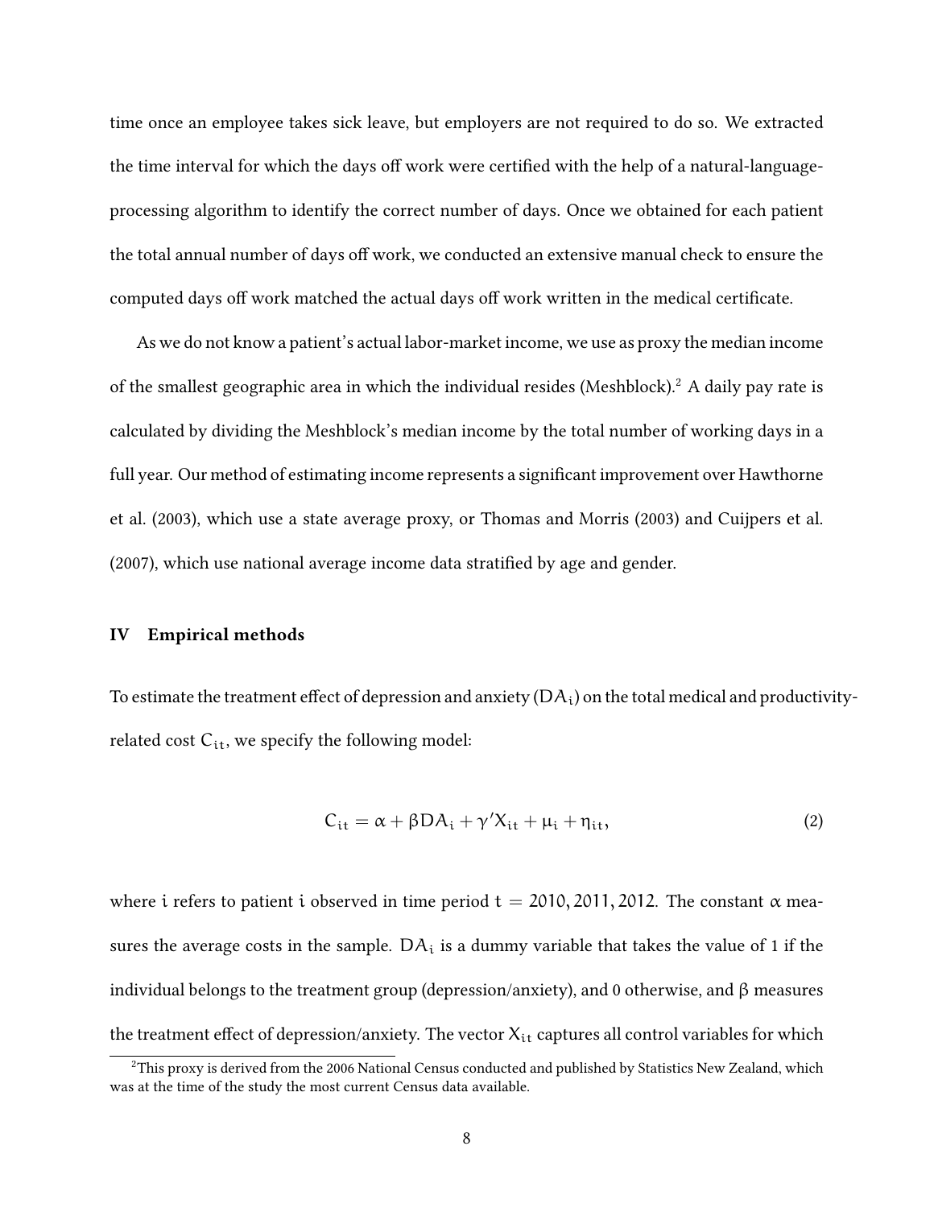time once an employee takes sick leave, but employers are not required to do so. We extracted the time interval for which the days off work were certified with the help of a natural-language-processing algorithm to identify the correct number of days. Once we obtained for each patient the total annual number of days off work, we conducted an extensive manual check to ensure the computed days off work matched the actual days off work written in the medical certificate.

As we do not know a patient's actual labor-market income, we use as proxy the median income of the smallest geographic area in which the individual resides (Meshblock).[2] A daily pay rate is calculated by dividing the Meshblock's median income by the total number of working days in a full year. Our method of estimating income represents a significant improvement over Hawthorne et al. (2003), which use a state average proxy, or Thomas and Morris (2003) and Cuijpers et al. (2007), which use national average income data stratified by age and gender.

## IV Empirical methods

To estimate the treatment effect of depression and anxiety ($DA_i$) on the total medical and productivity-related cost $C_{it}$, we specify the following model:

$$C_{it} = \alpha + \beta DA_i + \gamma' X_{it} + \mu_i + \eta_{it}, \tag{2}$$

where $i$ refers to patient $i$ observed in time period $t = 2010, 2011, 2012$. The constant $\alpha$ measures the average costs in the sample. $DA_i$ is a dummy variable that takes the value of 1 if the individual belongs to the treatment group (depression/anxiety), and 0 otherwise, and $\beta$ measures the treatment effect of depression/anxiety. The vector $X_{it}$ captures all control variables for which

[2] This proxy is derived from the 2006 National Census conducted and published by Statistics New Zealand, which was at the time of the study the most current Census data available.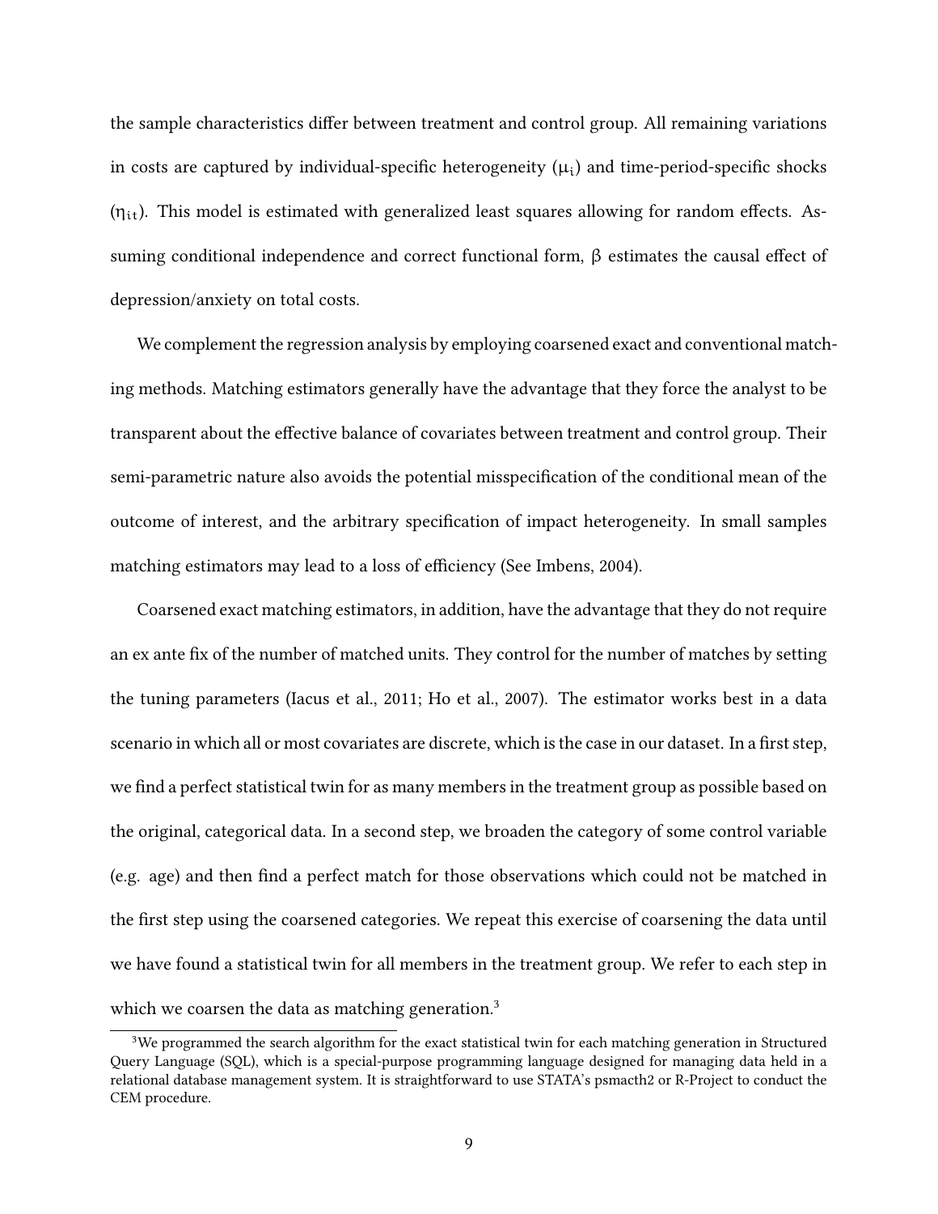the sample characteristics differ between treatment and control group. All remaining variations in costs are captured by individual-specific heterogeneity ($\mu_i$) and time-period-specific shocks ($\eta_{it}$). This model is estimated with generalized least squares allowing for random effects. Assuming conditional independence and correct functional form, $\beta$ estimates the causal effect of depression/anxiety on total costs.

We complement the regression analysis by employing coarsened exact and conventional matching methods. Matching estimators generally have the advantage that they force the analyst to be transparent about the effective balance of covariates between treatment and control group. Their semi-parametric nature also avoids the potential misspecification of the conditional mean of the outcome of interest, and the arbitrary specification of impact heterogeneity. In small samples matching estimators may lead to a loss of efficiency (See Imbens, 2004).

Coarsened exact matching estimators, in addition, have the advantage that they do not require an ex ante fix of the number of matched units. They control for the number of matches by setting the tuning parameters (Iacus et al., 2011; Ho et al., 2007). The estimator works best in a data scenario in which all or most covariates are discrete, which is the case in our dataset. In a first step, we find a perfect statistical twin for as many members in the treatment group as possible based on the original, categorical data. In a second step, we broaden the category of some control variable (e.g. age) and then find a perfect match for those observations which could not be matched in the first step using the coarsened categories. We repeat this exercise of coarsening the data until we have found a statistical twin for all members in the treatment group. We refer to each step in which we coarsen the data as matching generation.[3]

[3] We programmed the search algorithm for the exact statistical twin for each matching generation in Structured Query Language (SQL), which is a special-purpose programming language designed for managing data held in a relational database management system. It is straightforward to use STATA's psmacth2 or R-Project to conduct the CEM procedure.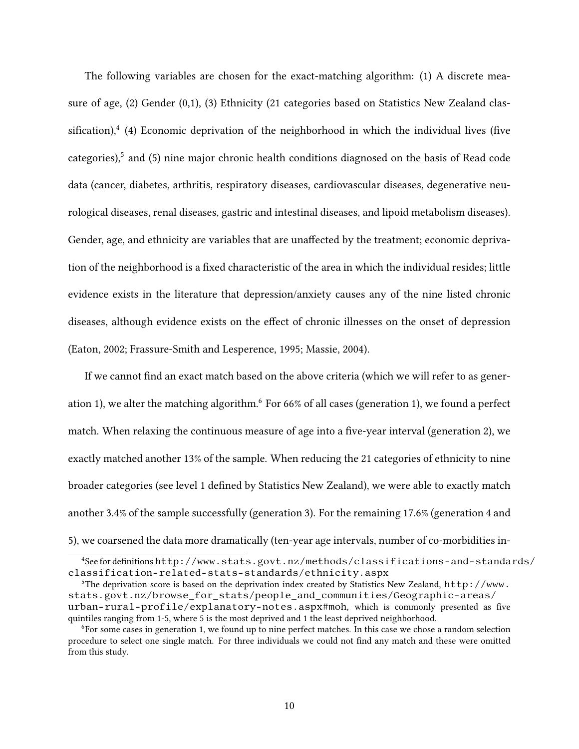The following variables are chosen for the exact-matching algorithm: (1) A discrete measure of age, (2) Gender (0,1), (3) Ethnicity (21 categories based on Statistics New Zealand classification),[4] (4) Economic deprivation of the neighborhood in which the individual lives (five categories),[5] and (5) nine major chronic health conditions diagnosed on the basis of Read code data (cancer, diabetes, arthritis, respiratory diseases, cardiovascular diseases, degenerative neurological diseases, renal diseases, gastric and intestinal diseases, and lipoid metabolism diseases). Gender, age, and ethnicity are variables that are unaffected by the treatment; economic deprivation of the neighborhood is a fixed characteristic of the area in which the individual resides; little evidence exists in the literature that depression/anxiety causes any of the nine listed chronic diseases, although evidence exists on the effect of chronic illnesses on the onset of depression (Eaton, 2002; Frassure-Smith and Lesperence, 1995; Massie, 2004).

If we cannot find an exact match based on the above criteria (which we will refer to as generation 1), we alter the matching algorithm.[6] For 66% of all cases (generation 1), we found a perfect match. When relaxing the continuous measure of age into a five-year interval (generation 2), we exactly matched another 13% of the sample. When reducing the 21 categories of ethnicity to nine broader categories (see level 1 defined by Statistics New Zealand), we were able to exactly match another 3.4% of the sample successfully (generation 3). For the remaining 17.6% (generation 4 and 5), we coarsened the data more dramatically (ten-year age intervals, number of co-morbidities in-

[4]See for definitions http://www.stats.govt.nz/methods/classifications-and-standards/classification-related-stats-standards/ethnicity.aspx

[5]The deprivation score is based on the deprivation index created by Statistics New Zealand, http://www.stats.govt.nz/browse_for_stats/people_and_communities/Geographic-areas/urban-rural-profile/explanatory-notes.aspx#moh, which is commonly presented as five quintiles ranging from 1-5, where 5 is the most deprived and 1 the least deprived neighborhood.

[6]For some cases in generation 1, we found up to nine perfect matches. In this case we chose a random selection procedure to select one single match. For three individuals we could not find any match and these were omitted from this study.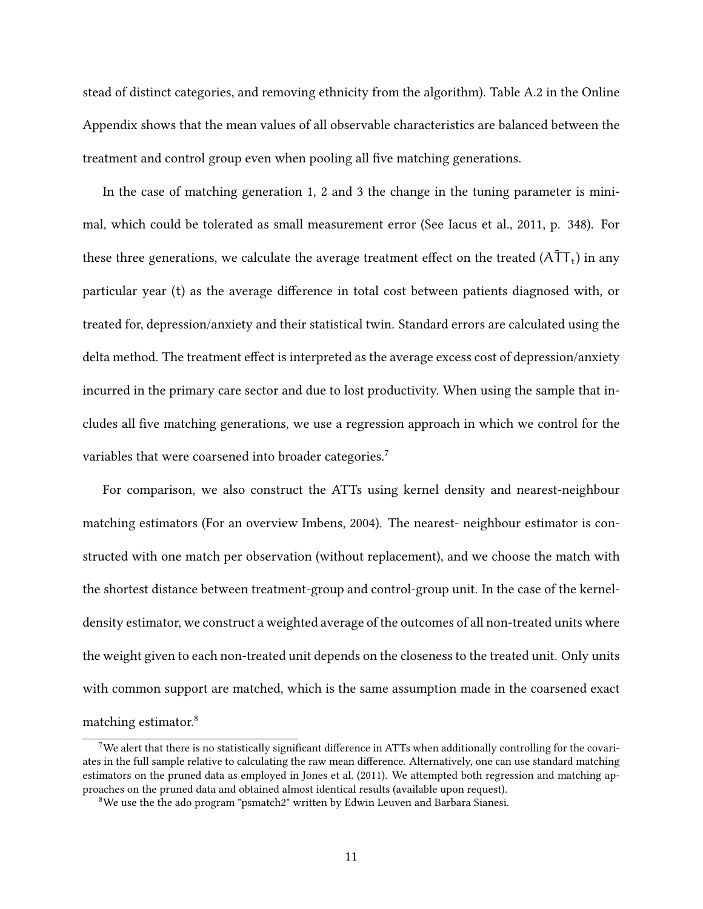stead of distinct categories, and removing ethnicity from the algorithm). Table A.2 in the Online Appendix shows that the mean values of all observable characteristics are balanced between the treatment and control group even when pooling all five matching generations.

In the case of matching generation 1, 2 and 3 the change in the tuning parameter is minimal, which could be tolerated as small measurement error (See Iacus et al., 2011, p. 348). For these three generations, we calculate the average treatment effect on the treated ($A\bar{T}T_t$) in any particular year (t) as the average difference in total cost between patients diagnosed with, or treated for, depression/anxiety and their statistical twin. Standard errors are calculated using the delta method. The treatment effect is interpreted as the average excess cost of depression/anxiety incurred in the primary care sector and due to lost productivity. When using the sample that includes all five matching generations, we use a regression approach in which we control for the variables that were coarsened into broader categories.[7]

For comparison, we also construct the ATTs using kernel density and nearest-neighbour matching estimators (For an overview Imbens, 2004). The nearest- neighbour estimator is constructed with one match per observation (without replacement), and we choose the match with the shortest distance between treatment-group and control-group unit. In the case of the kernel-density estimator, we construct a weighted average of the outcomes of all non-treated units where the weight given to each non-treated unit depends on the closeness to the treated unit. Only units with common support are matched, which is the same assumption made in the coarsened exact matching estimator.[8]

---

[7] We alert that there is no statistically significant difference in ATTs when additionally controlling for the covariates in the full sample relative to calculating the raw mean difference. Alternatively, one can use standard matching estimators on the pruned data as employed in Jones et al. (2011). We attempted both regression and matching approaches on the pruned data and obtained almost identical results (available upon request).

[8] We use the the ado program "psmatch2" written by Edwin Leuven and Barbara Sianesi.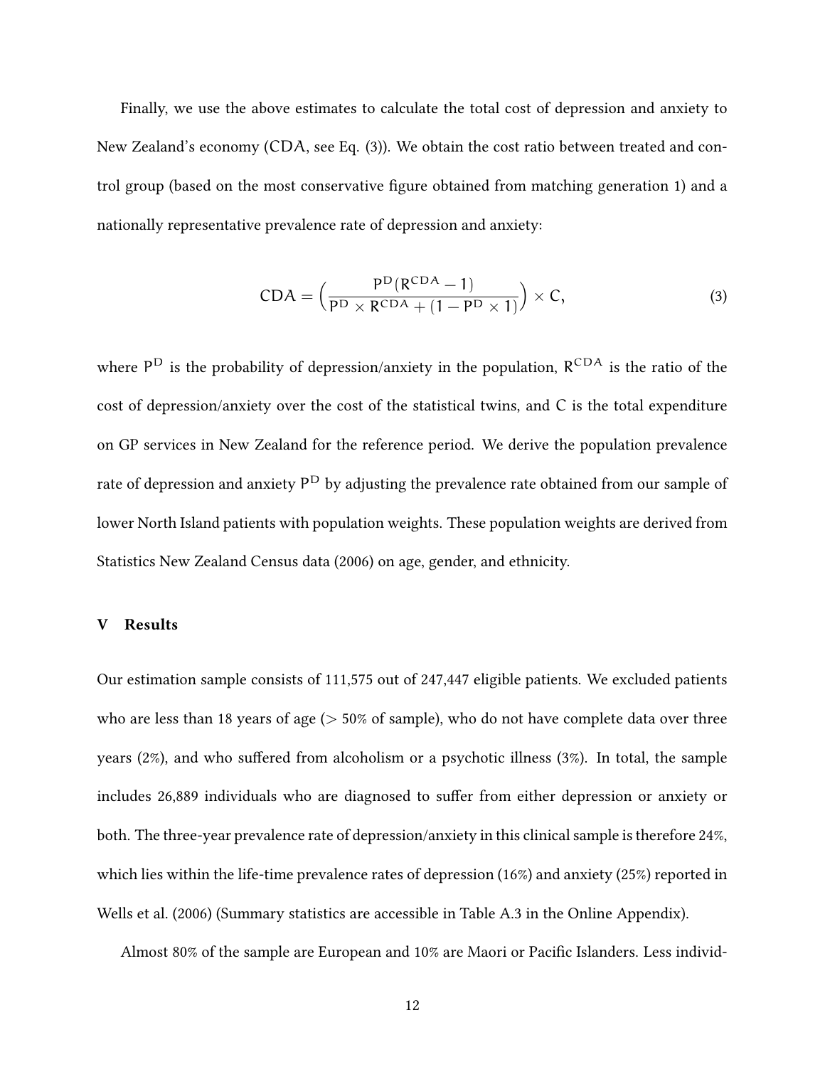Finally, we use the above estimates to calculate the total cost of depression and anxiety to New Zealand's economy (CDA, see Eq. (3)). We obtain the cost ratio between treated and control group (based on the most conservative figure obtained from matching generation 1) and a nationally representative prevalence rate of depression and anxiety:

$$\mathrm{CDA} = \Big(\frac{\mathrm{P}^{\mathrm{D}}(\mathrm{R}^{\mathrm{CDA}} - 1)}{\mathrm{P}^{\mathrm{D}} \times \mathrm{R}^{\mathrm{CDA}} + (1 - \mathrm{P}^{\mathrm{D}} \times 1)}\Big) \times \mathrm{C}, \tag{3}$$

where $\mathrm{P}^{\mathrm{D}}$ is the probability of depression/anxiety in the population, $\mathrm{R}^{\mathrm{CDA}}$ is the ratio of the cost of depression/anxiety over the cost of the statistical twins, and C is the total expenditure on GP services in New Zealand for the reference period. We derive the population prevalence rate of depression and anxiety $\mathrm{P}^{\mathrm{D}}$ by adjusting the prevalence rate obtained from our sample of lower North Island patients with population weights. These population weights are derived from Statistics New Zealand Census data (2006) on age, gender, and ethnicity.

## V Results

Our estimation sample consists of 111,575 out of 247,447 eligible patients. We excluded patients who are less than 18 years of age (> 50% of sample), who do not have complete data over three years (2%), and who suffered from alcoholism or a psychotic illness (3%). In total, the sample includes 26,889 individuals who are diagnosed to suffer from either depression or anxiety or both. The three-year prevalence rate of depression/anxiety in this clinical sample is therefore 24%, which lies within the life-time prevalence rates of depression (16%) and anxiety (25%) reported in Wells et al. (2006) (Summary statistics are accessible in Table A.3 in the Online Appendix).

Almost 80% of the sample are European and 10% are Maori or Pacific Islanders. Less individ-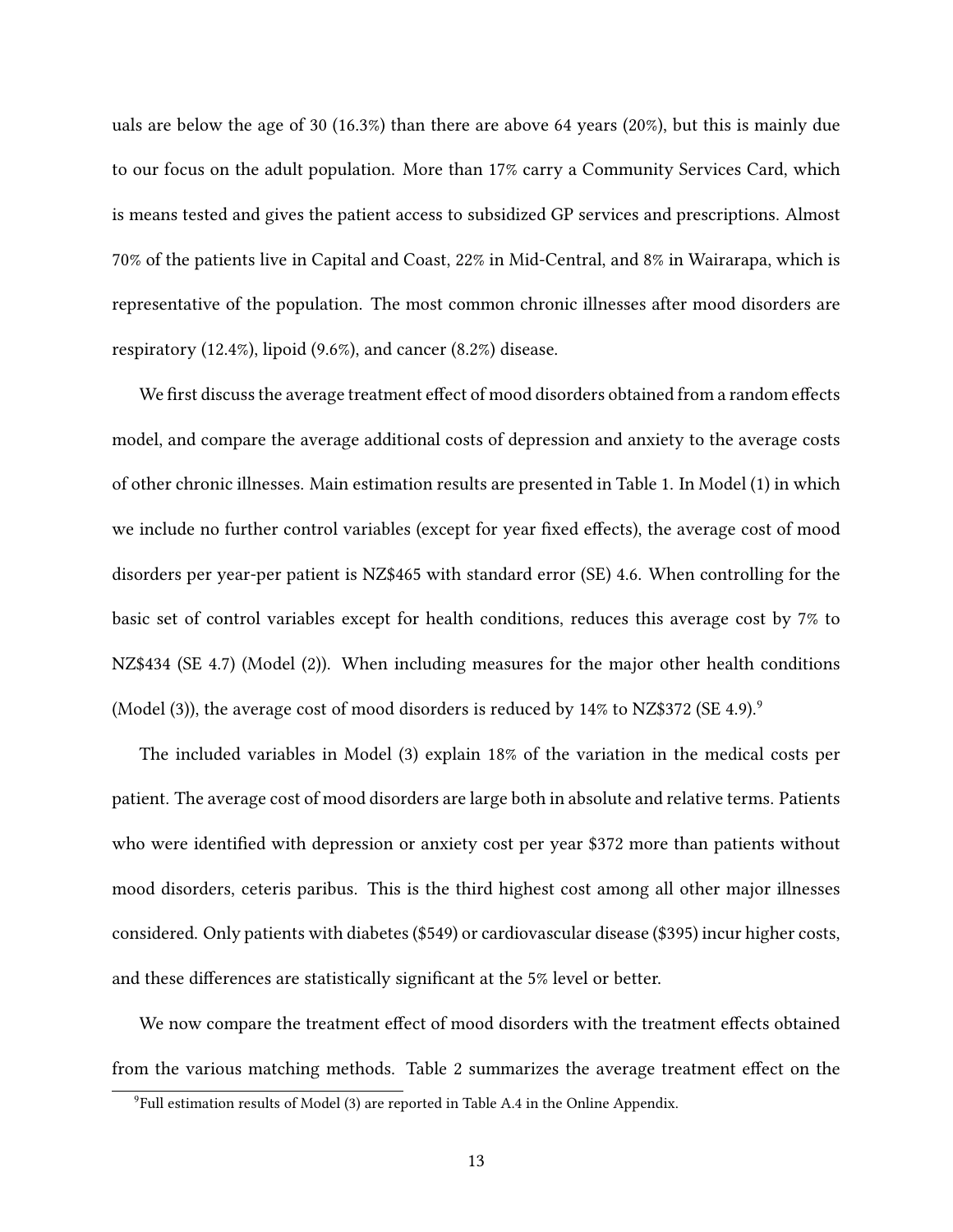uals are below the age of 30 (16.3%) than there are above 64 years (20%), but this is mainly due to our focus on the adult population. More than 17% carry a Community Services Card, which is means tested and gives the patient access to subsidized GP services and prescriptions. Almost 70% of the patients live in Capital and Coast, 22% in Mid-Central, and 8% in Wairarapa, which is representative of the population. The most common chronic illnesses after mood disorders are respiratory (12.4%), lipoid (9.6%), and cancer (8.2%) disease.

We first discuss the average treatment effect of mood disorders obtained from a random effects model, and compare the average additional costs of depression and anxiety to the average costs of other chronic illnesses. Main estimation results are presented in Table 1. In Model (1) in which we include no further control variables (except for year fixed effects), the average cost of mood disorders per year-per patient is NZ$465 with standard error (SE) 4.6. When controlling for the basic set of control variables except for health conditions, reduces this average cost by 7% to NZ$434 (SE 4.7) (Model (2)). When including measures for the major other health conditions (Model (3)), the average cost of mood disorders is reduced by 14% to NZ$372 (SE 4.9).[9]

The included variables in Model (3) explain 18% of the variation in the medical costs per patient. The average cost of mood disorders are large both in absolute and relative terms. Patients who were identified with depression or anxiety cost per year $372 more than patients without mood disorders, ceteris paribus. This is the third highest cost among all other major illnesses considered. Only patients with diabetes ($549) or cardiovascular disease ($395) incur higher costs, and these differences are statistically significant at the 5% level or better.

We now compare the treatment effect of mood disorders with the treatment effects obtained from the various matching methods. Table 2 summarizes the average treatment effect on the

[9] Full estimation results of Model (3) are reported in Table A.4 in the Online Appendix.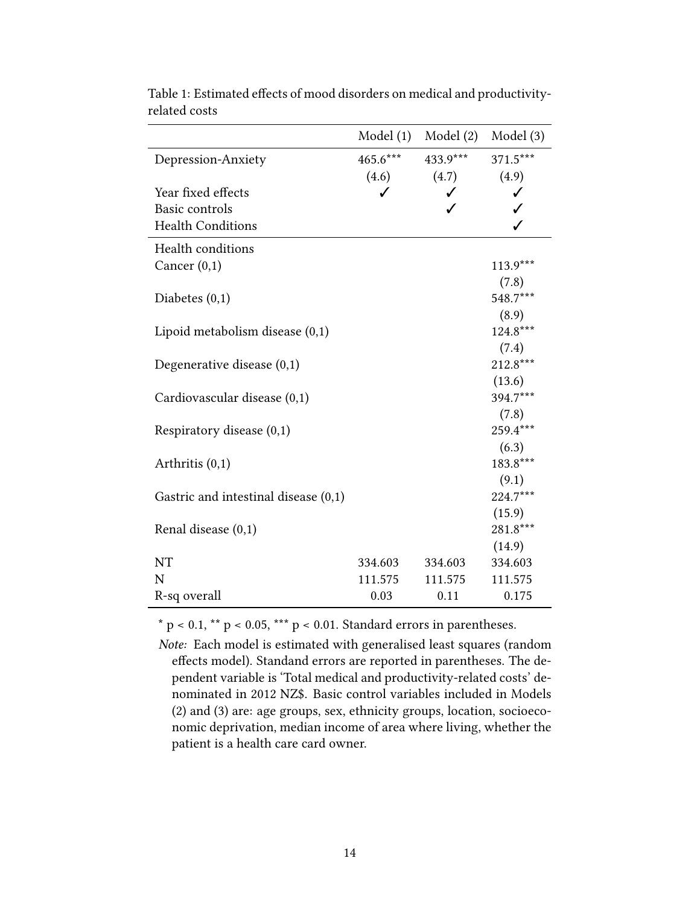Table 1: Estimated effects of mood disorders on medical and productivity-related costs

| | Model (1) | Model (2) | Model (3) |
|---|---|---|---|
| Depression-Anxiety | 465.6*** | 433.9*** | 371.5*** |
| | (4.6) | (4.7) | (4.9) |
| Year fixed effects | ✓ | ✓ | ✓ |
| Basic controls | | ✓ | ✓ |
| Health Conditions | | | ✓ |
| Health conditions | | | |
| Cancer (0,1) | | | 113.9*** |
| | | | (7.8) |
| Diabetes (0,1) | | | 548.7*** |
| | | | (8.9) |
| Lipoid metabolism disease (0,1) | | | 124.8*** |
| | | | (7.4) |
| Degenerative disease (0,1) | | | 212.8*** |
| | | | (13.6) |
| Cardiovascular disease (0,1) | | | 394.7*** |
| | | | (7.8) |
| Respiratory disease (0,1) | | | 259.4*** |
| | | | (6.3) |
| Arthritis (0,1) | | | 183.8*** |
| | | | (9.1) |
| Gastric and intestinal disease (0,1) | | | 224.7*** |
| | | | (15.9) |
| Renal disease (0,1) | | | 281.8*** |
| | | | (14.9) |
| NT | 334.603 | 334.603 | 334.603 |
| N | 111.575 | 111.575 | 111.575 |
| R-sq overall | 0.03 | 0.11 | 0.175 |

* $p < 0.1$, ** $p < 0.05$, *** $p < 0.01$. Standard errors in parentheses.

*Note:* Each model is estimated with generalised least squares (random effects model). Standand errors are reported in parentheses. The dependent variable is 'Total medical and productivity-related costs' denominated in 2012 NZ$. Basic control variables included in Models (2) and (3) are: age groups, sex, ethnicity groups, location, socioeconomic deprivation, median income of area where living, whether the patient is a health care card owner.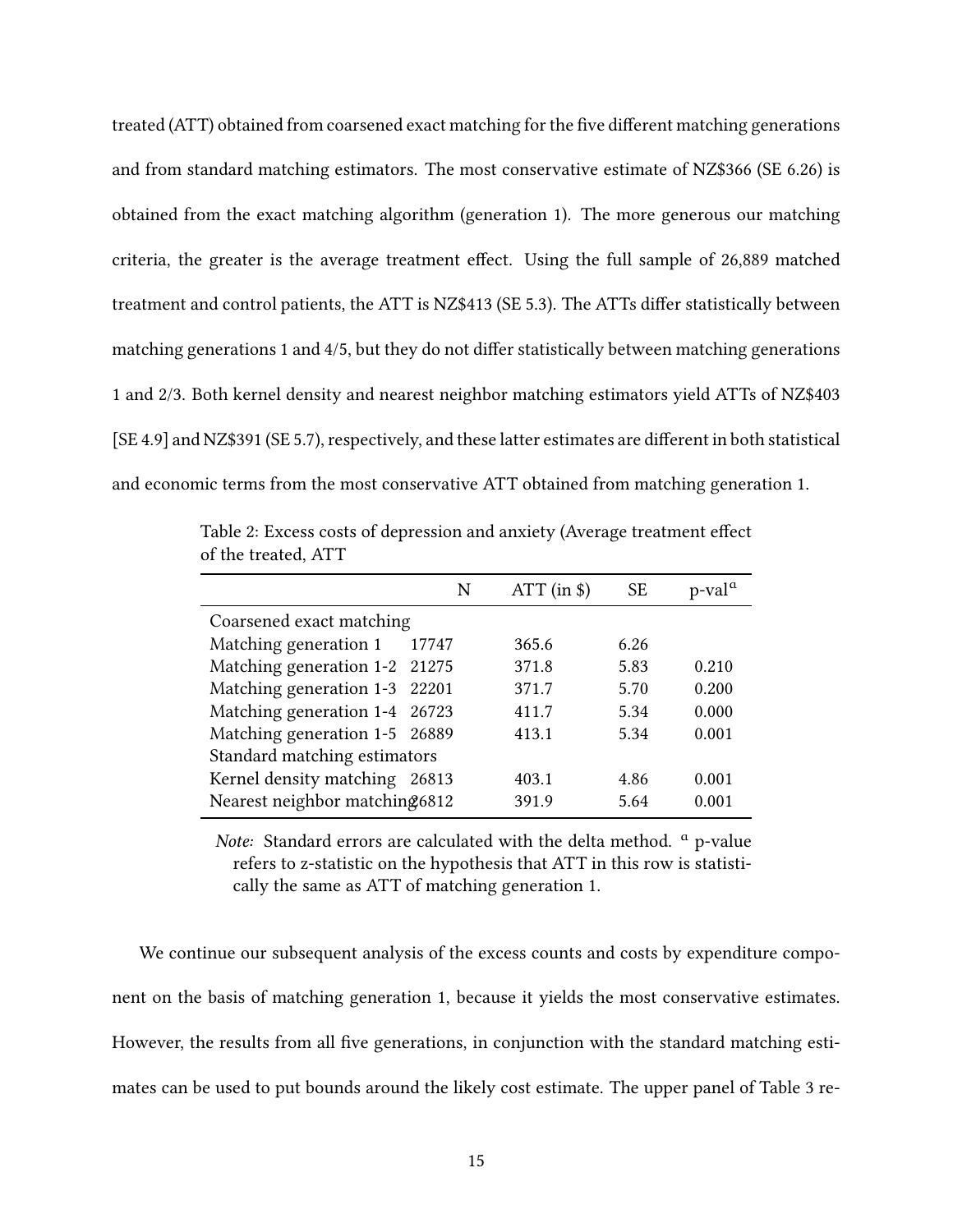treated (ATT) obtained from coarsened exact matching for the five different matching generations and from standard matching estimators. The most conservative estimate of NZ$366 (SE 6.26) is obtained from the exact matching algorithm (generation 1). The more generous our matching criteria, the greater is the average treatment effect. Using the full sample of 26,889 matched treatment and control patients, the ATT is NZ$413 (SE 5.3). The ATTs differ statistically between matching generations 1 and 4/5, but they do not differ statistically between matching generations 1 and 2/3. Both kernel density and nearest neighbor matching estimators yield ATTs of NZ$403 [SE 4.9] and NZ$391 (SE 5.7), respectively, and these latter estimates are different in both statistical and economic terms from the most conservative ATT obtained from matching generation 1.

Table 2: Excess costs of depression and anxiety (Average treatment effect of the treated, ATT

| | N | ATT (in $) | SE | p-val[a] |
|---|---|---|---|---|
| Coarsened exact matching | | | | |
| Matching generation 1 | 17747 | 365.6 | 6.26 | |
| Matching generation 1-2 | 21275 | 371.8 | 5.83 | 0.210 |
| Matching generation 1-3 | 22201 | 371.7 | 5.70 | 0.200 |
| Matching generation 1-4 | 26723 | 411.7 | 5.34 | 0.000 |
| Matching generation 1-5 | 26889 | 413.1 | 5.34 | 0.001 |
| Standard matching estimators | | | | |
| Kernel density matching | 26813 | 403.1 | 4.86 | 0.001 |
| Nearest neighbor matching | 26812 | 391.9 | 5.64 | 0.001 |

*Note:* Standard errors are calculated with the delta method. [a] p-value refers to z-statistic on the hypothesis that ATT in this row is statistically the same as ATT of matching generation 1.

We continue our subsequent analysis of the excess counts and costs by expenditure component on the basis of matching generation 1, because it yields the most conservative estimates. However, the results from all five generations, in conjunction with the standard matching estimates can be used to put bounds around the likely cost estimate. The upper panel of Table 3 re-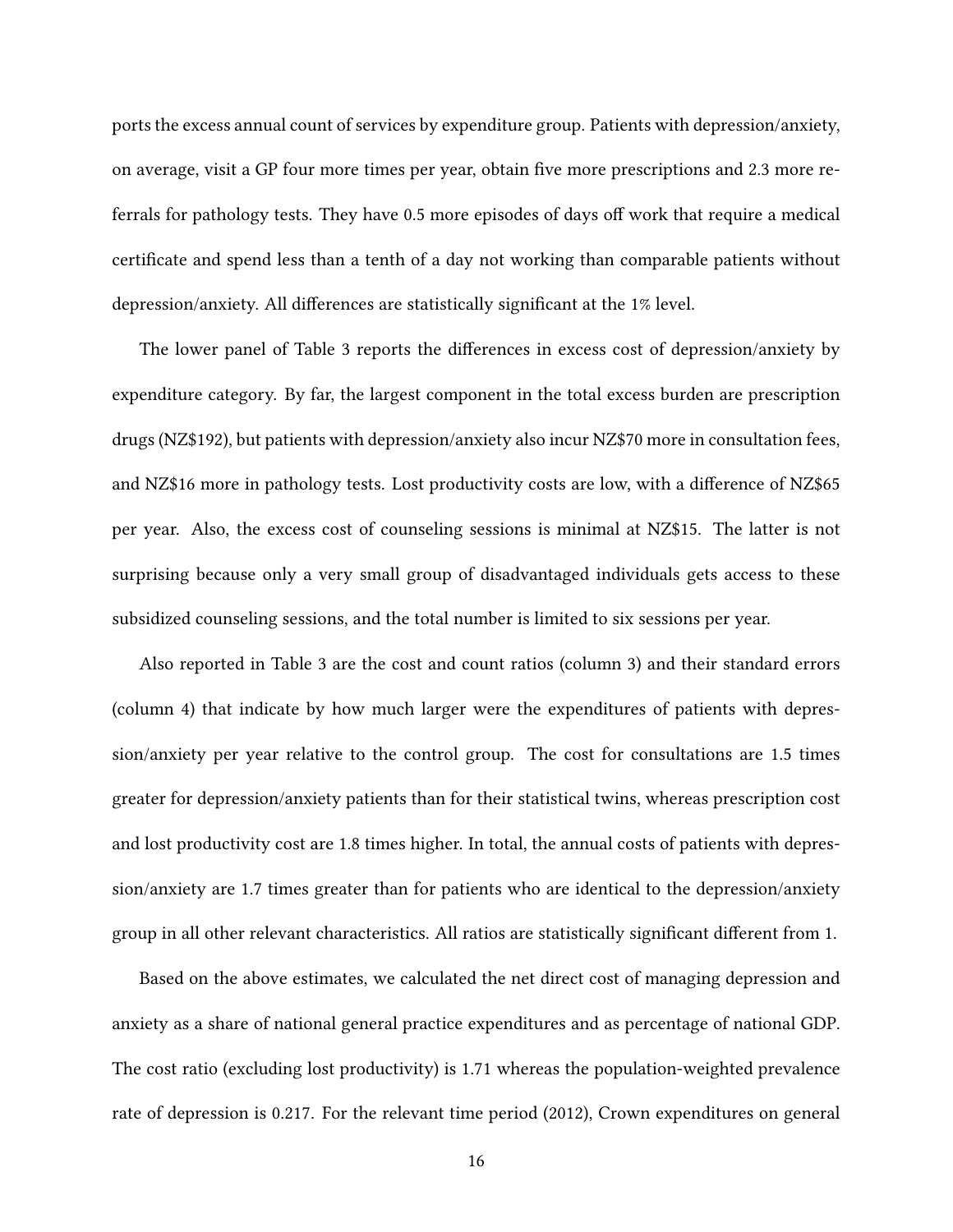ports the excess annual count of services by expenditure group. Patients with depression/anxiety, on average, visit a GP four more times per year, obtain five more prescriptions and 2.3 more referrals for pathology tests. They have 0.5 more episodes of days off work that require a medical certificate and spend less than a tenth of a day not working than comparable patients without depression/anxiety. All differences are statistically significant at the 1% level.

The lower panel of Table 3 reports the differences in excess cost of depression/anxiety by expenditure category. By far, the largest component in the total excess burden are prescription drugs (NZ$192), but patients with depression/anxiety also incur NZ$70 more in consultation fees, and NZ$16 more in pathology tests. Lost productivity costs are low, with a difference of NZ$65 per year. Also, the excess cost of counseling sessions is minimal at NZ$15. The latter is not surprising because only a very small group of disadvantaged individuals gets access to these subsidized counseling sessions, and the total number is limited to six sessions per year.

Also reported in Table 3 are the cost and count ratios (column 3) and their standard errors (column 4) that indicate by how much larger were the expenditures of patients with depression/anxiety per year relative to the control group. The cost for consultations are 1.5 times greater for depression/anxiety patients than for their statistical twins, whereas prescription cost and lost productivity cost are 1.8 times higher. In total, the annual costs of patients with depression/anxiety are 1.7 times greater than for patients who are identical to the depression/anxiety group in all other relevant characteristics. All ratios are statistically significant different from 1.

Based on the above estimates, we calculated the net direct cost of managing depression and anxiety as a share of national general practice expenditures and as percentage of national GDP. The cost ratio (excluding lost productivity) is 1.71 whereas the population-weighted prevalence rate of depression is 0.217. For the relevant time period (2012), Crown expenditures on general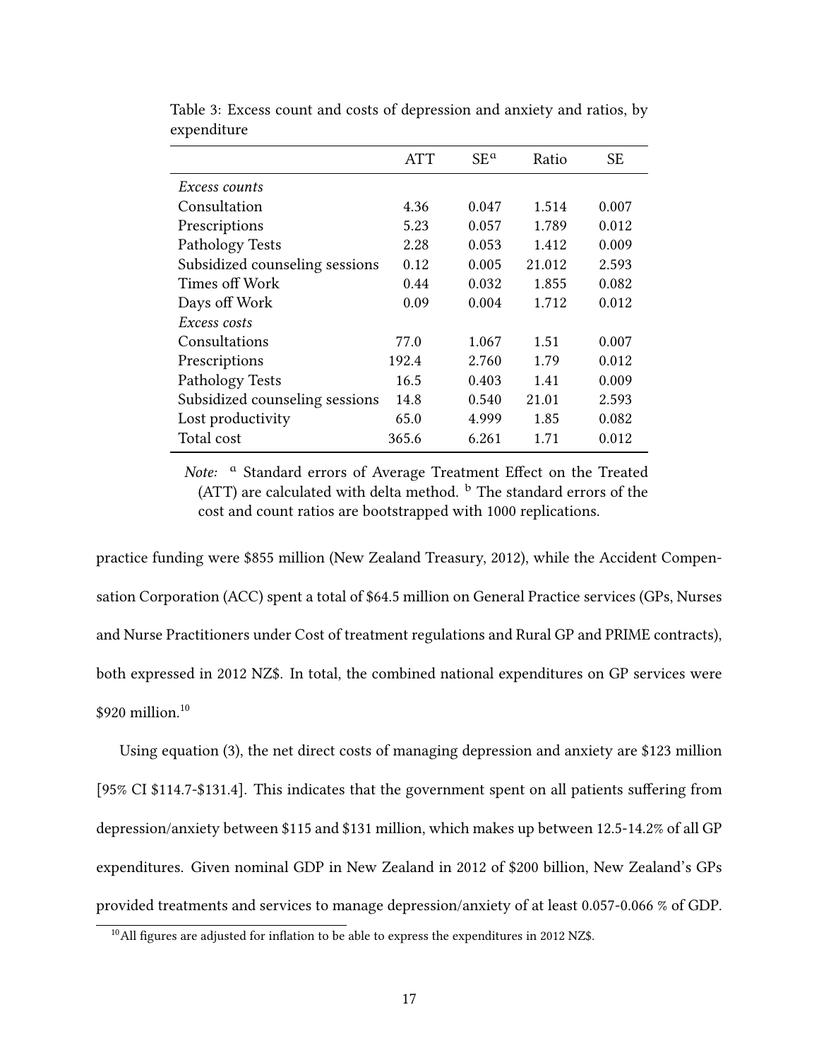Table 3: Excess count and costs of depression and anxiety and ratios, by expenditure

| | ATT | SE[a] | Ratio | SE |
|---|---|---|---|---|
| *Excess counts* | | | | |
| Consultation | 4.36 | 0.047 | 1.514 | 0.007 |
| Prescriptions | 5.23 | 0.057 | 1.789 | 0.012 |
| Pathology Tests | 2.28 | 0.053 | 1.412 | 0.009 |
| Subsidized counseling sessions | 0.12 | 0.005 | 21.012 | 2.593 |
| Times off Work | 0.44 | 0.032 | 1.855 | 0.082 |
| Days off Work | 0.09 | 0.004 | 1.712 | 0.012 |
| *Excess costs* | | | | |
| Consultations | 77.0 | 1.067 | 1.51 | 0.007 |
| Prescriptions | 192.4 | 2.760 | 1.79 | 0.012 |
| Pathology Tests | 16.5 | 0.403 | 1.41 | 0.009 |
| Subsidized counseling sessions | 14.8 | 0.540 | 21.01 | 2.593 |
| Lost productivity | 65.0 | 4.999 | 1.85 | 0.082 |
| Total cost | 365.6 | 6.261 | 1.71 | 0.012 |

*Note:* [a] Standard errors of Average Treatment Effect on the Treated (ATT) are calculated with delta method. [b] The standard errors of the cost and count ratios are bootstrapped with 1000 replications.

practice funding were $855 million (New Zealand Treasury, 2012), while the Accident Compensation Corporation (ACC) spent a total of $64.5 million on General Practice services (GPs, Nurses and Nurse Practitioners under Cost of treatment regulations and Rural GP and PRIME contracts), both expressed in 2012 NZ$. In total, the combined national expenditures on GP services were $920 million.[10]

Using equation (3), the net direct costs of managing depression and anxiety are $123 million [95% CI $114.7-$131.4]. This indicates that the government spent on all patients suffering from depression/anxiety between $115 and $131 million, which makes up between 12.5-14.2% of all GP expenditures. Given nominal GDP in New Zealand in 2012 of $200 billion, New Zealand's GPs provided treatments and services to manage depression/anxiety of at least 0.057-0.066 % of GDP.

[10] All figures are adjusted for inflation to be able to express the expenditures in 2012 NZ$.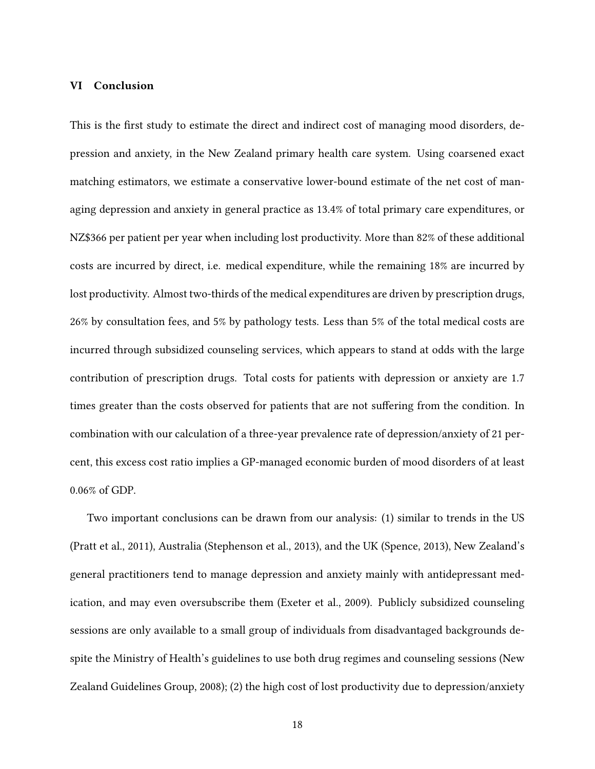## VI Conclusion

This is the first study to estimate the direct and indirect cost of managing mood disorders, depression and anxiety, in the New Zealand primary health care system. Using coarsened exact matching estimators, we estimate a conservative lower-bound estimate of the net cost of managing depression and anxiety in general practice as 13.4% of total primary care expenditures, or NZ$366 per patient per year when including lost productivity. More than 82% of these additional costs are incurred by direct, i.e. medical expenditure, while the remaining 18% are incurred by lost productivity. Almost two-thirds of the medical expenditures are driven by prescription drugs, 26% by consultation fees, and 5% by pathology tests. Less than 5% of the total medical costs are incurred through subsidized counseling services, which appears to stand at odds with the large contribution of prescription drugs. Total costs for patients with depression or anxiety are 1.7 times greater than the costs observed for patients that are not suffering from the condition. In combination with our calculation of a three-year prevalence rate of depression/anxiety of 21 percent, this excess cost ratio implies a GP-managed economic burden of mood disorders of at least 0.06% of GDP.

Two important conclusions can be drawn from our analysis: (1) similar to trends in the US (Pratt et al., 2011), Australia (Stephenson et al., 2013), and the UK (Spence, 2013), New Zealand's general practitioners tend to manage depression and anxiety mainly with antidepressant medication, and may even oversubscribe them (Exeter et al., 2009). Publicly subsidized counseling sessions are only available to a small group of individuals from disadvantaged backgrounds despite the Ministry of Health's guidelines to use both drug regimes and counseling sessions (New Zealand Guidelines Group, 2008); (2) the high cost of lost productivity due to depression/anxiety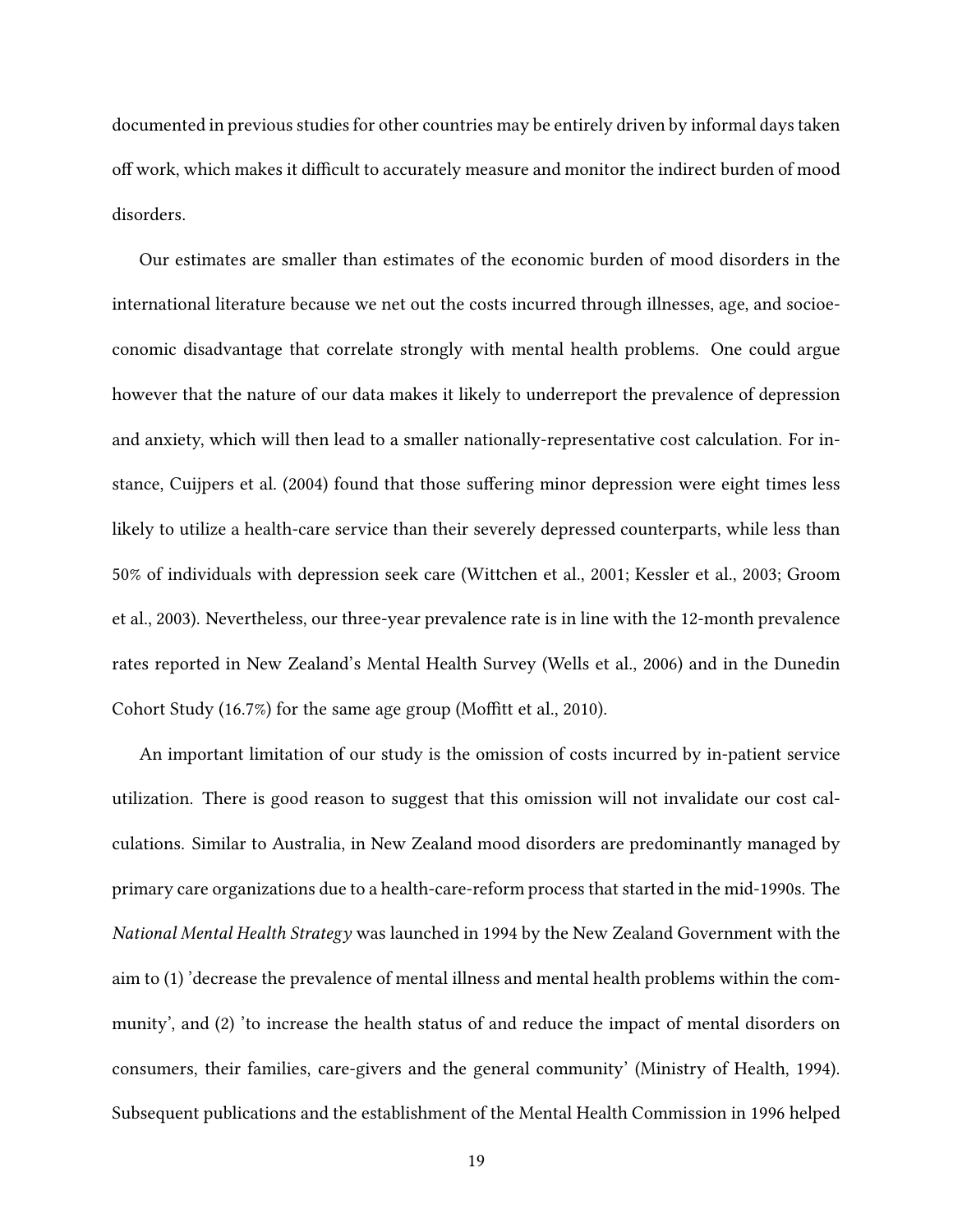documented in previous studies for other countries may be entirely driven by informal days taken off work, which makes it difficult to accurately measure and monitor the indirect burden of mood disorders.

Our estimates are smaller than estimates of the economic burden of mood disorders in the international literature because we net out the costs incurred through illnesses, age, and socioeconomic disadvantage that correlate strongly with mental health problems. One could argue however that the nature of our data makes it likely to underreport the prevalence of depression and anxiety, which will then lead to a smaller nationally-representative cost calculation. For instance, Cuijpers et al. (2004) found that those suffering minor depression were eight times less likely to utilize a health-care service than their severely depressed counterparts, while less than 50% of individuals with depression seek care (Wittchen et al., 2001; Kessler et al., 2003; Groom et al., 2003). Nevertheless, our three-year prevalence rate is in line with the 12-month prevalence rates reported in New Zealand's Mental Health Survey (Wells et al., 2006) and in the Dunedin Cohort Study (16.7%) for the same age group (Moffitt et al., 2010).

An important limitation of our study is the omission of costs incurred by in-patient service utilization. There is good reason to suggest that this omission will not invalidate our cost calculations. Similar to Australia, in New Zealand mood disorders are predominantly managed by primary care organizations due to a health-care-reform process that started in the mid-1990s. The *National Mental Health Strategy* was launched in 1994 by the New Zealand Government with the aim to (1) 'decrease the prevalence of mental illness and mental health problems within the community', and (2) 'to increase the health status of and reduce the impact of mental disorders on consumers, their families, care-givers and the general community' (Ministry of Health, 1994). Subsequent publications and the establishment of the Mental Health Commission in 1996 helped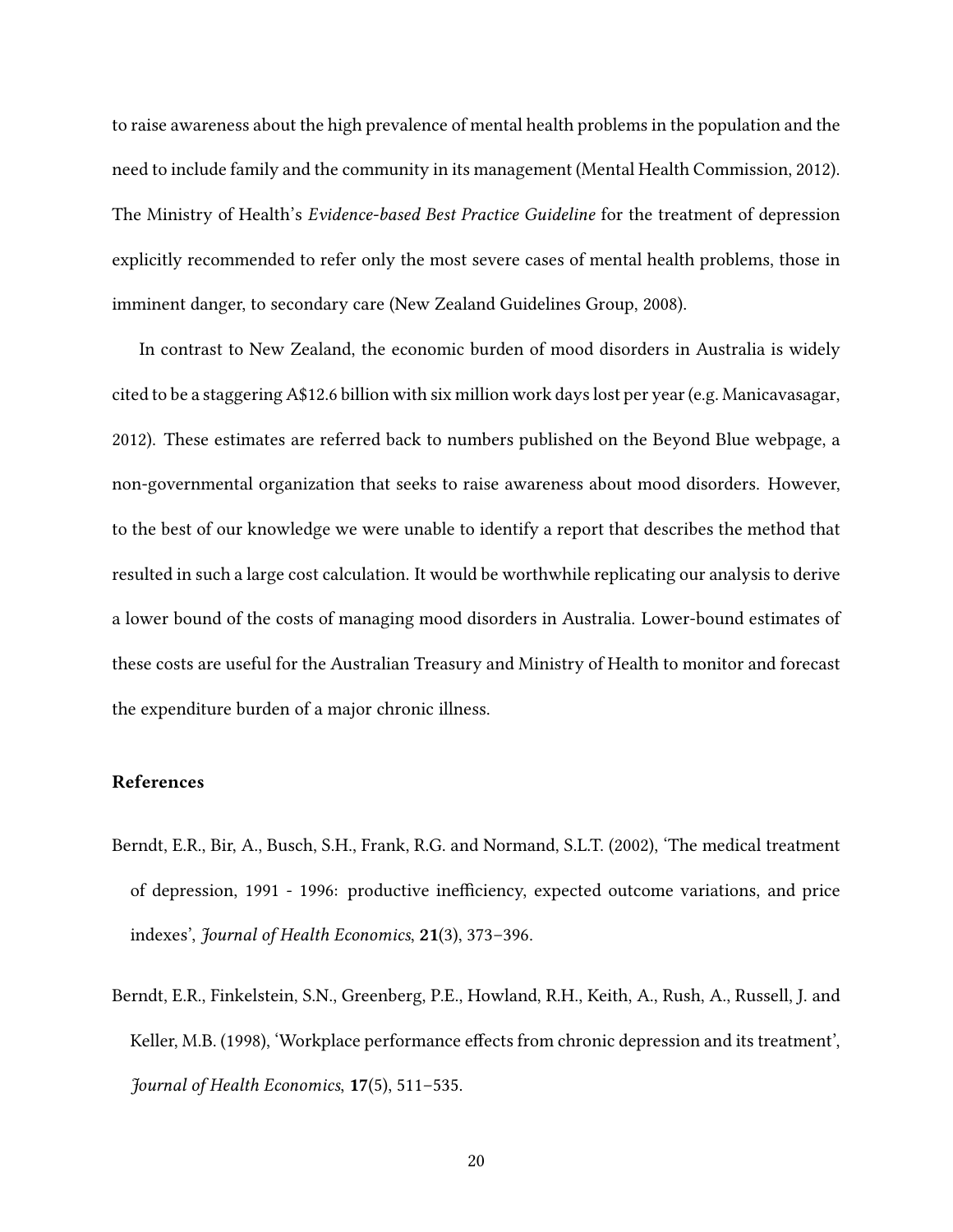to raise awareness about the high prevalence of mental health problems in the population and the need to include family and the community in its management (Mental Health Commission, 2012). The Ministry of Health's *Evidence-based Best Practice Guideline* for the treatment of depression explicitly recommended to refer only the most severe cases of mental health problems, those in imminent danger, to secondary care (New Zealand Guidelines Group, 2008).

In contrast to New Zealand, the economic burden of mood disorders in Australia is widely cited to be a staggering A$12.6 billion with six million work days lost per year (e.g. Manicavasagar, 2012). These estimates are referred back to numbers published on the Beyond Blue webpage, a non-governmental organization that seeks to raise awareness about mood disorders. However, to the best of our knowledge we were unable to identify a report that describes the method that resulted in such a large cost calculation. It would be worthwhile replicating our analysis to derive a lower bound of the costs of managing mood disorders in Australia. Lower-bound estimates of these costs are useful for the Australian Treasury and Ministry of Health to monitor and forecast the expenditure burden of a major chronic illness.

## References

Berndt, E.R., Bir, A., Busch, S.H., Frank, R.G. and Normand, S.L.T. (2002), 'The medical treatment of depression, 1991 - 1996: productive inefficiency, expected outcome variations, and price indexes', *Journal of Health Economics*, **21**(3), 373–396.

Berndt, E.R., Finkelstein, S.N., Greenberg, P.E., Howland, R.H., Keith, A., Rush, A., Russell, J. and Keller, M.B. (1998), 'Workplace performance effects from chronic depression and its treatment', *Journal of Health Economics*, **17**(5), 511–535.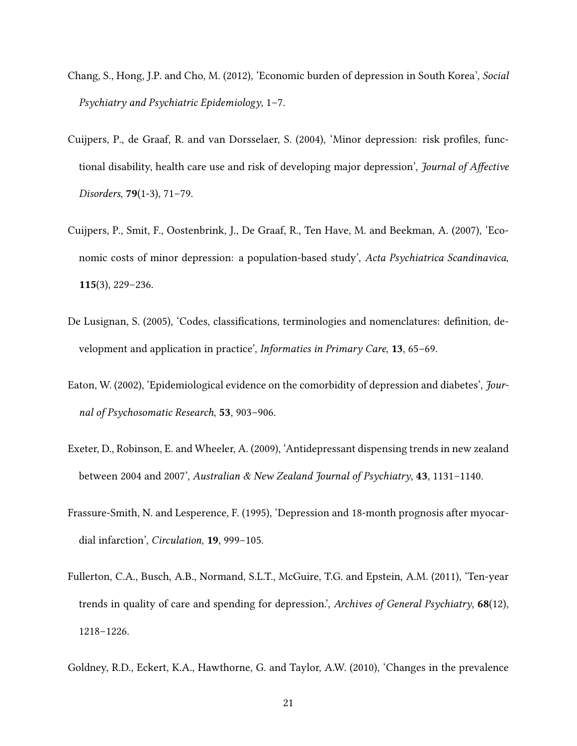Chang, S., Hong, J.P. and Cho, M. (2012), 'Economic burden of depression in South Korea', *Social Psychiatry and Psychiatric Epidemiology*, 1–7.

Cuijpers, P., de Graaf, R. and van Dorsselaer, S. (2004), 'Minor depression: risk profiles, functional disability, health care use and risk of developing major depression', *Journal of Affective Disorders*, **79**(1-3), 71–79.

Cuijpers, P., Smit, F., Oostenbrink, J., De Graaf, R., Ten Have, M. and Beekman, A. (2007), 'Economic costs of minor depression: a population-based study', *Acta Psychiatrica Scandinavica*, **115**(3), 229–236.

De Lusignan, S. (2005), 'Codes, classifications, terminologies and nomenclatures: definition, development and application in practice', *Informatics in Primary Care*, **13**, 65–69.

Eaton, W. (2002), 'Epidemiological evidence on the comorbidity of depression and diabetes', *Journal of Psychosomatic Research*, **53**, 903–906.

Exeter, D., Robinson, E. and Wheeler, A. (2009), 'Antidepressant dispensing trends in new zealand between 2004 and 2007', *Australian & New Zealand Journal of Psychiatry*, **43**, 1131–1140.

Frassure-Smith, N. and Lesperence, F. (1995), 'Depression and 18-month prognosis after myocardial infarction', *Circulation*, **19**, 999–105.

Fullerton, C.A., Busch, A.B., Normand, S.L.T., McGuire, T.G. and Epstein, A.M. (2011), 'Ten-year trends in quality of care and spending for depression.', *Archives of General Psychiatry*, **68**(12), 1218–1226.

Goldney, R.D., Eckert, K.A., Hawthorne, G. and Taylor, A.W. (2010), 'Changes in the prevalence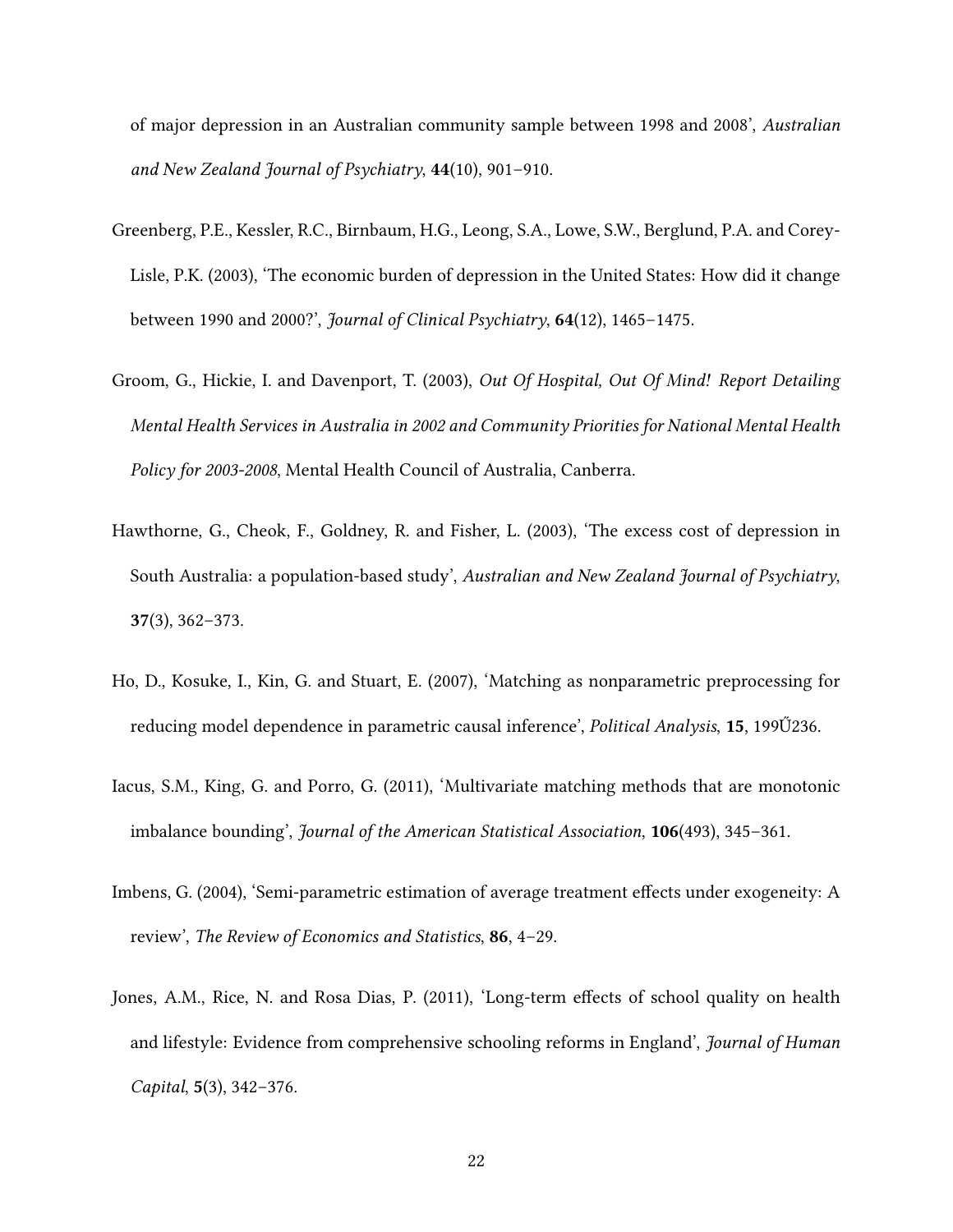of major depression in an Australian community sample between 1998 and 2008', *Australian and New Zealand Journal of Psychiatry*, **44**(10), 901–910.

Greenberg, P.E., Kessler, R.C., Birnbaum, H.G., Leong, S.A., Lowe, S.W., Berglund, P.A. and Corey-Lisle, P.K. (2003), 'The economic burden of depression in the United States: How did it change between 1990 and 2000?', *Journal of Clinical Psychiatry*, **64**(12), 1465–1475.

Groom, G., Hickie, I. and Davenport, T. (2003), *Out Of Hospital, Out Of Mind! Report Detailing Mental Health Services in Australia in 2002 and Community Priorities for National Mental Health Policy for 2003-2008*, Mental Health Council of Australia, Canberra.

Hawthorne, G., Cheok, F., Goldney, R. and Fisher, L. (2003), 'The excess cost of depression in South Australia: a population-based study', *Australian and New Zealand Journal of Psychiatry*, **37**(3), 362–373.

Ho, D., Kosuke, I., Kin, G. and Stuart, E. (2007), 'Matching as nonparametric preprocessing for reducing model dependence in parametric causal inference', *Political Analysis*, **15**, 199Ű236.

Iacus, S.M., King, G. and Porro, G. (2011), 'Multivariate matching methods that are monotonic imbalance bounding', *Journal of the American Statistical Association*, **106**(493), 345–361.

Imbens, G. (2004), 'Semi-parametric estimation of average treatment effects under exogeneity: A review', *The Review of Economics and Statistics*, **86**, 4–29.

Jones, A.M., Rice, N. and Rosa Dias, P. (2011), 'Long-term effects of school quality on health and lifestyle: Evidence from comprehensive schooling reforms in England', *Journal of Human Capital*, **5**(3), 342–376.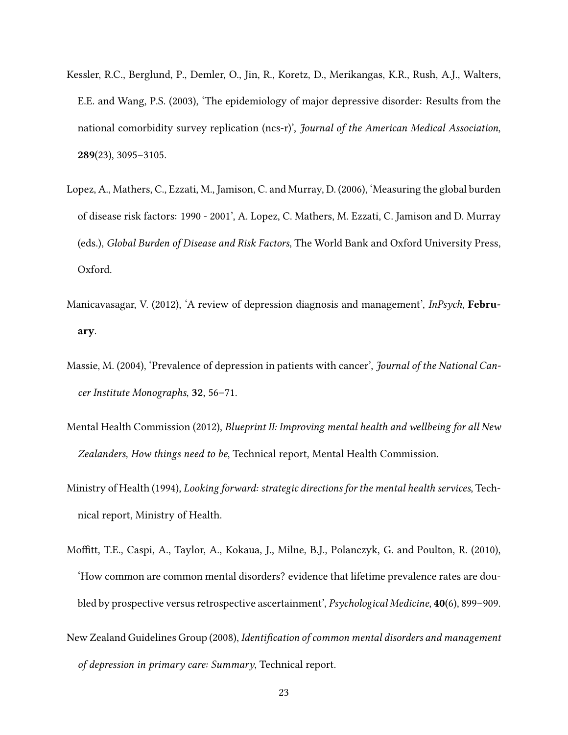Kessler, R.C., Berglund, P., Demler, O., Jin, R., Koretz, D., Merikangas, K.R., Rush, A.J., Walters, E.E. and Wang, P.S. (2003), 'The epidemiology of major depressive disorder: Results from the national comorbidity survey replication (ncs-r)', *Journal of the American Medical Association*, **289**(23), 3095–3105.

Lopez, A., Mathers, C., Ezzati, M., Jamison, C. and Murray, D. (2006), 'Measuring the global burden of disease risk factors: 1990 - 2001', A. Lopez, C. Mathers, M. Ezzati, C. Jamison and D. Murray (eds.), *Global Burden of Disease and Risk Factors*, The World Bank and Oxford University Press, Oxford.

Manicavasagar, V. (2012), 'A review of depression diagnosis and management', *InPsych*, **February**.

Massie, M. (2004), 'Prevalence of depression in patients with cancer', *Journal of the National Cancer Institute Monographs*, **32**, 56–71.

Mental Health Commission (2012), *Blueprint II: Improving mental health and wellbeing for all New Zealanders, How things need to be*, Technical report, Mental Health Commission.

Ministry of Health (1994), *Looking forward: strategic directions for the mental health services*, Technical report, Ministry of Health.

Moffitt, T.E., Caspi, A., Taylor, A., Kokaua, J., Milne, B.J., Polanczyk, G. and Poulton, R. (2010), 'How common are common mental disorders? evidence that lifetime prevalence rates are doubled by prospective versus retrospective ascertainment', *Psychological Medicine*, **40**(6), 899–909.

New Zealand Guidelines Group (2008), *Identification of common mental disorders and management of depression in primary care: Summary*, Technical report.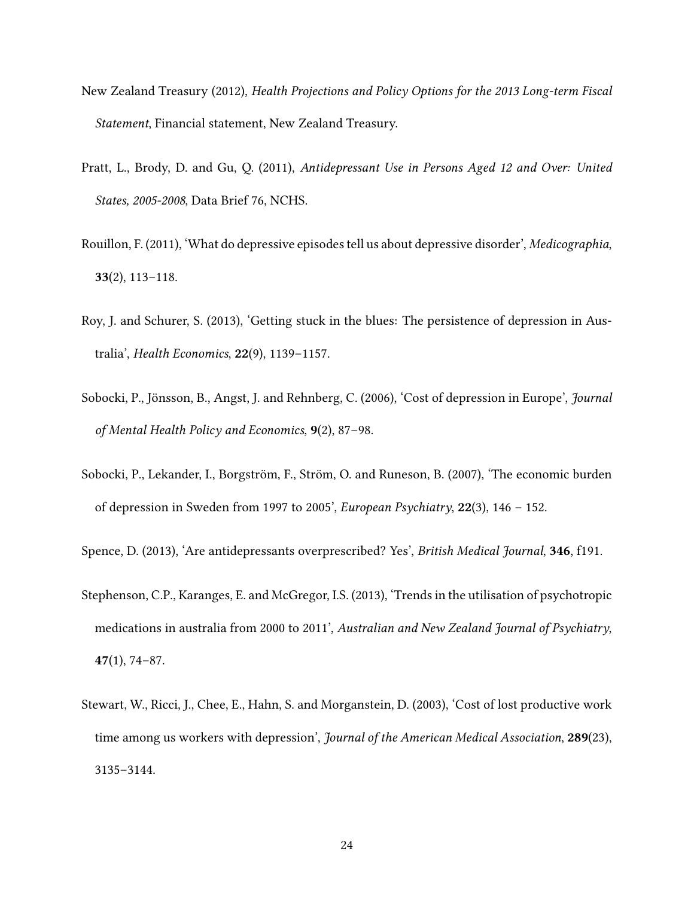New Zealand Treasury (2012), *Health Projections and Policy Options for the 2013 Long-term Fiscal Statement*, Financial statement, New Zealand Treasury.

Pratt, L., Brody, D. and Gu, Q. (2011), *Antidepressant Use in Persons Aged 12 and Over: United States, 2005-2008*, Data Brief 76, NCHS.

Rouillon, F. (2011), 'What do depressive episodes tell us about depressive disorder', *Medicographia*, **33**(2), 113–118.

Roy, J. and Schurer, S. (2013), 'Getting stuck in the blues: The persistence of depression in Australia', *Health Economics*, **22**(9), 1139–1157.

Sobocki, P., Jönsson, B., Angst, J. and Rehnberg, C. (2006), 'Cost of depression in Europe', *Journal of Mental Health Policy and Economics*, **9**(2), 87–98.

Sobocki, P., Lekander, I., Borgström, F., Ström, O. and Runeson, B. (2007), 'The economic burden of depression in Sweden from 1997 to 2005', *European Psychiatry*, **22**(3), 146 – 152.

Spence, D. (2013), 'Are antidepressants overprescribed? Yes', *British Medical Journal*, **346**, f191.

Stephenson, C.P., Karanges, E. and McGregor, I.S. (2013), 'Trends in the utilisation of psychotropic medications in australia from 2000 to 2011', *Australian and New Zealand Journal of Psychiatry*, **47**(1), 74–87.

Stewart, W., Ricci, J., Chee, E., Hahn, S. and Morganstein, D. (2003), 'Cost of lost productive work time among us workers with depression', *Journal of the American Medical Association*, **289**(23), 3135–3144.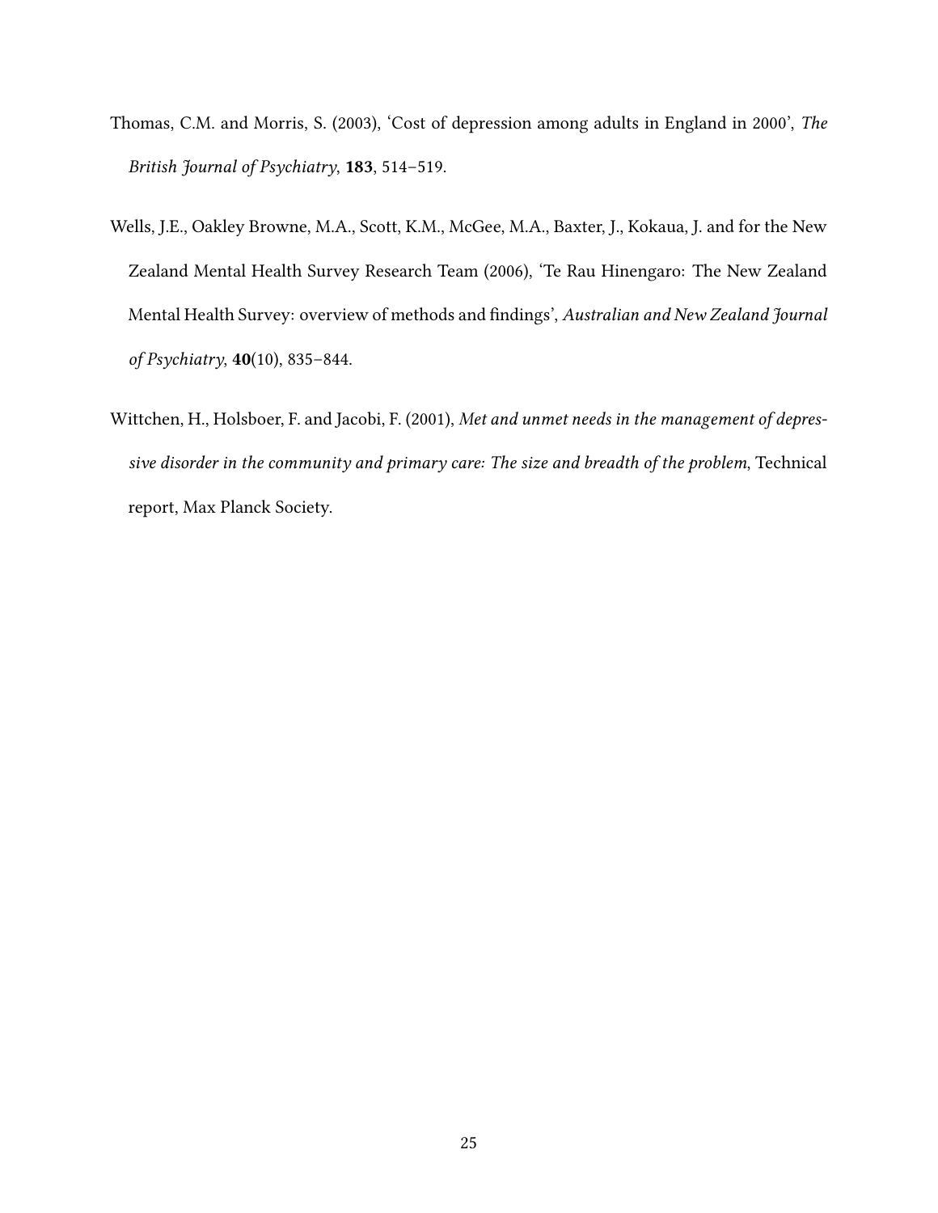Thomas, C.M. and Morris, S. (2003), 'Cost of depression among adults in England in 2000', *The British Journal of Psychiatry*, **183**, 514–519.

Wells, J.E., Oakley Browne, M.A., Scott, K.M., McGee, M.A., Baxter, J., Kokaua, J. and for the New Zealand Mental Health Survey Research Team (2006), 'Te Rau Hinengaro: The New Zealand Mental Health Survey: overview of methods and findings', *Australian and New Zealand Journal of Psychiatry*, **40**(10), 835–844.

Wittchen, H., Holsboer, F. and Jacobi, F. (2001), *Met and unmet needs in the management of depressive disorder in the community and primary care: The size and breadth of the problem*, Technical report, Max Planck Society.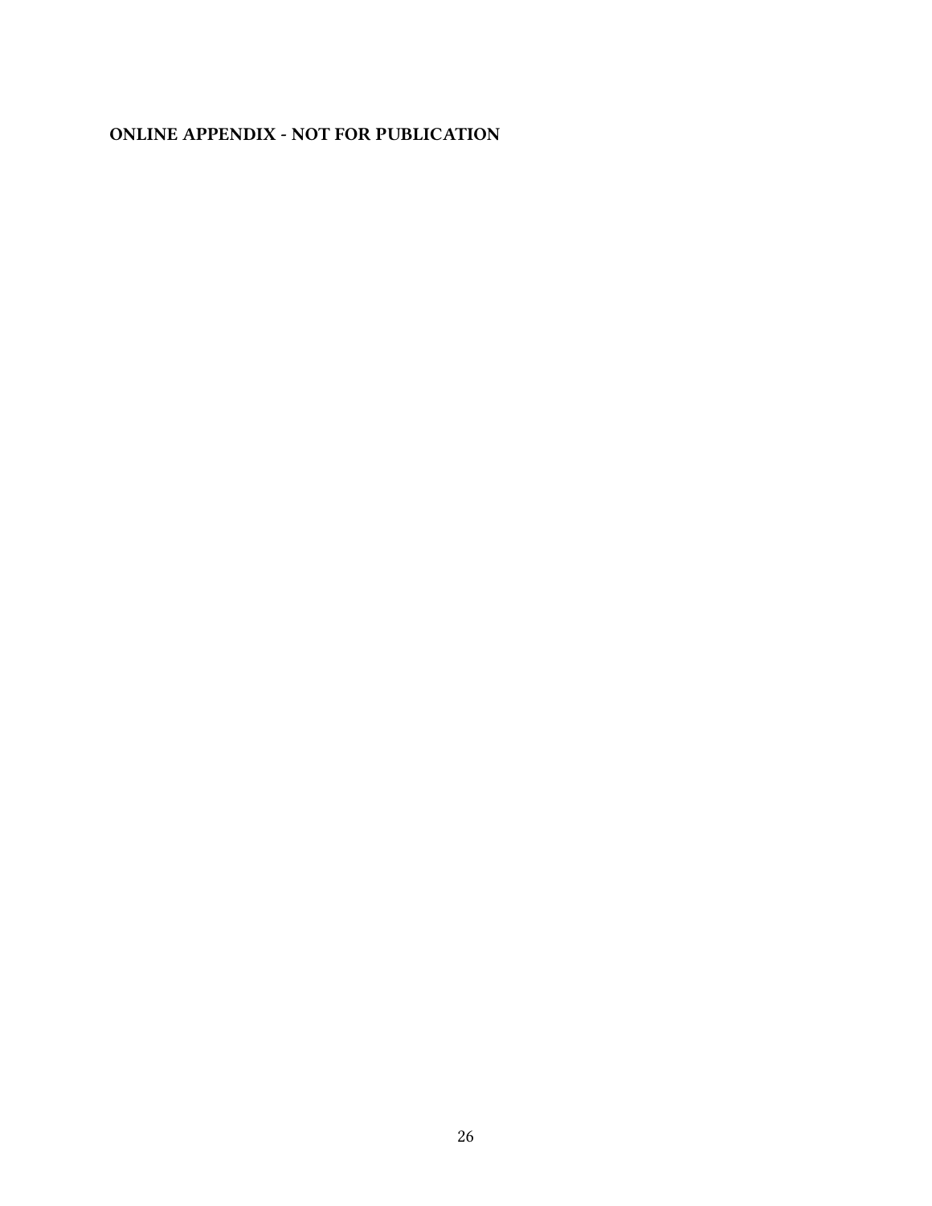**ONLINE APPENDIX - NOT FOR PUBLICATION**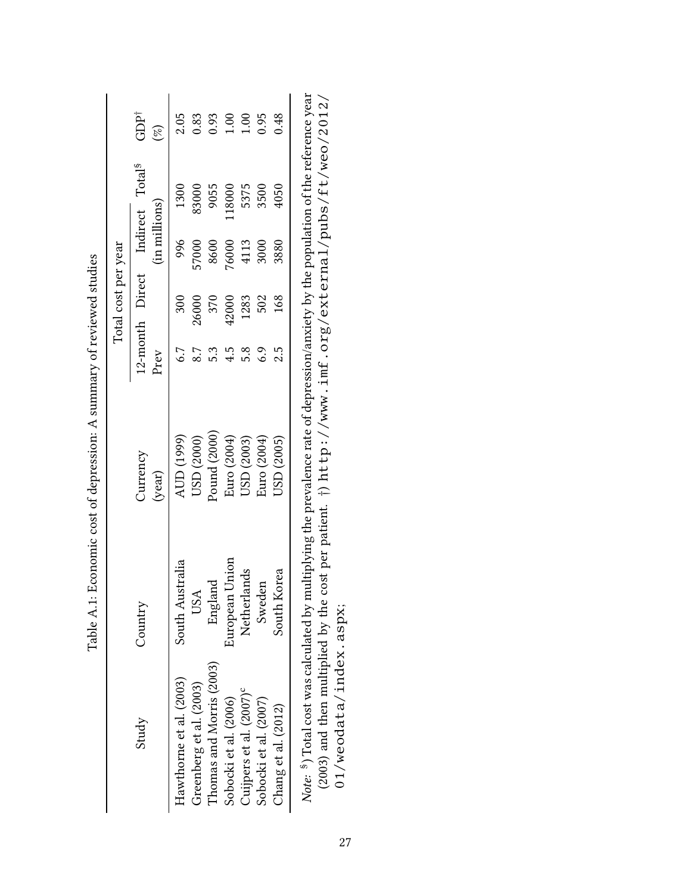Table A.1: Economic cost of depression: A summary of reviewed studies

| Study | Country | Currency (year) | Total cost per year | | | | GDP[†] |
|---|---|---|---|---|---|---|---|
| | | | 12-month Prev | Direct | Indirect (in millions) | Total[$] | (%) |
| Hawthorne et al. (2003) | South Australia | AUD (1999) | 6.7 | 300 | 996 | 1300 | 2.05 |
| Greenberg et al. (2003) | USA | USD (2000) | 8.7 | 26000 | 57000 | 83000 | 0.83 |
| Thomas and Morris (2003) | England | Pound (2000) | 5.3 | 370 | 8600 | 9055 | 0.93 |
| Sobocki et al. (2006) | European Union | Euro (2004) | 4.5 | 42000 | 76000 | 118000 | 1.00 |
| Cuijpers et al. (2007)[c] | Netherlands | USD (2003) | 5.8 | 1283 | 4113 | 5375 | 1.00 |
| Sobocki et al. (2007) | Sweden | Euro (2004) | 6.9 | 502 | 3000 | 3500 | 0.95 |
| Chang et al. (2012) | South Korea | USD (2005) | 2.5 | 168 | 3880 | 4050 | 0.48 |

*Note*: $) Total cost was calculated by multiplying the prevalence rate of depression/anxiety by the population of the reference year (2003) and then multiplied by the cost per patient. †) http://www.imf.org/external/pubs/ft/weo/2012/01/weodata/index.aspx;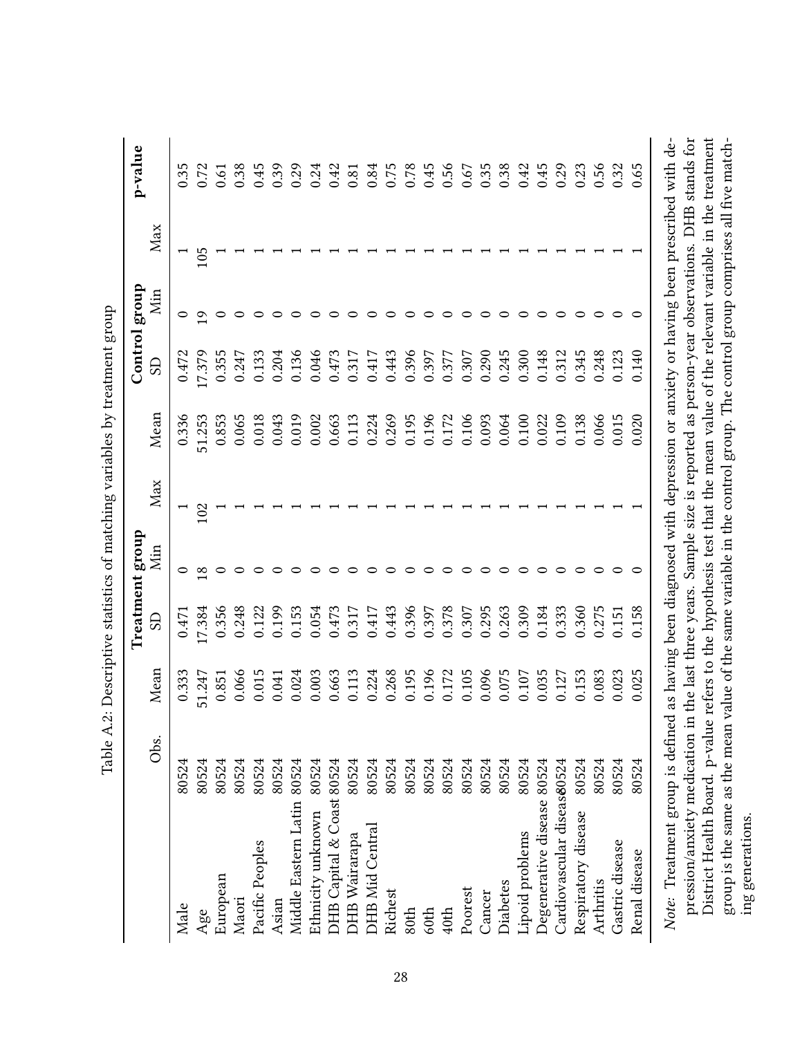Table A.2: Descriptive statistics of matching variables by treatment group

| | | Treatment group | | | | Control group | | | | p-value |
|---|---|---|---|---|---|---|---|---|---|---|
| | Obs. | Mean | SD | Min | Max | Mean | SD | Min | Max | |
| Male | 80524 | 0.333 | 0.471 | 0 | 1 | 0.336 | 0.472 | 0 | 1 | 0.35 |
| Age | 80524 | 51.247 | 17.384 | 18 | 102 | 51.253 | 17.379 | 19 | 105 | 0.72 |
| European | 80524 | 0.851 | 0.356 | 0 | 1 | 0.853 | 0.355 | 0 | 1 | 0.61 |
| Maori | 80524 | 0.066 | 0.248 | 0 | 1 | 0.065 | 0.247 | 0 | 1 | 0.38 |
| Pacific Peoples | 80524 | 0.015 | 0.122 | 0 | 1 | 0.018 | 0.133 | 0 | 1 | 0.45 |
| Asian | 80524 | 0.041 | 0.199 | 0 | 1 | 0.043 | 0.204 | 0 | 1 | 0.39 |
| Middle Eastern Latin | 80524 | 0.024 | 0.153 | 0 | 1 | 0.019 | 0.136 | 0 | 1 | 0.29 |
| Ethnicity unknown | 80524 | 0.003 | 0.054 | 0 | 1 | 0.002 | 0.046 | 0 | 1 | 0.24 |
| DHB Capital & Coast | 80524 | 0.663 | 0.473 | 0 | 1 | 0.663 | 0.473 | 0 | 1 | 0.42 |
| DHB Wairarapa | 80524 | 0.113 | 0.317 | 0 | 1 | 0.113 | 0.317 | 0 | 1 | 0.81 |
| DHB Mid Central | 80524 | 0.224 | 0.417 | 0 | 1 | 0.224 | 0.417 | 0 | 1 | 0.84 |
| Richest | 80524 | 0.268 | 0.443 | 0 | 1 | 0.269 | 0.443 | 0 | 1 | 0.75 |
| 80th | 80524 | 0.195 | 0.396 | 0 | 1 | 0.195 | 0.396 | 0 | 1 | 0.78 |
| 60th | 80524 | 0.196 | 0.397 | 0 | 1 | 0.196 | 0.397 | 0 | 1 | 0.45 |
| 40th | 80524 | 0.172 | 0.378 | 0 | 1 | 0.172 | 0.377 | 0 | 1 | 0.56 |
| Poorest | 80524 | 0.105 | 0.307 | 0 | 1 | 0.106 | 0.307 | 0 | 1 | 0.67 |
| Cancer | 80524 | 0.096 | 0.295 | 0 | 1 | 0.093 | 0.290 | 0 | 1 | 0.35 |
| Diabetes | 80524 | 0.075 | 0.263 | 0 | 1 | 0.064 | 0.245 | 0 | 1 | 0.38 |
| Lipoid problems | 80524 | 0.107 | 0.309 | 0 | 1 | 0.100 | 0.300 | 0 | 1 | 0.42 |
| Degenerative disease | 80524 | 0.035 | 0.184 | 0 | 1 | 0.022 | 0.148 | 0 | 1 | 0.45 |
| Cardiovascular disease | 80524 | 0.127 | 0.333 | 0 | 1 | 0.109 | 0.312 | 0 | 1 | 0.29 |
| Respiratory disease | 80524 | 0.153 | 0.360 | 0 | 1 | 0.138 | 0.345 | 0 | 1 | 0.23 |
| Arthritis | 80524 | 0.083 | 0.275 | 0 | 1 | 0.066 | 0.248 | 0 | 1 | 0.56 |
| Gastric disease | 80524 | 0.023 | 0.151 | 0 | 1 | 0.015 | 0.123 | 0 | 1 | 0.32 |
| Renal disease | 80524 | 0.025 | 0.158 | 0 | 1 | 0.020 | 0.140 | 0 | 1 | 0.65 |

*Note:* Treatment group is defined as having been diagnosed with depression or anxiety or having been prescribed with depression/anxiety medication in the last three years. Sample size is reported as person-year observations. DHB stands for District Health Board. p-value refers to the hypothesis test that the mean value of the relevant variable in the treatment group is the same as the mean value of the same variable in the control group. The control group comprises all five matching generations.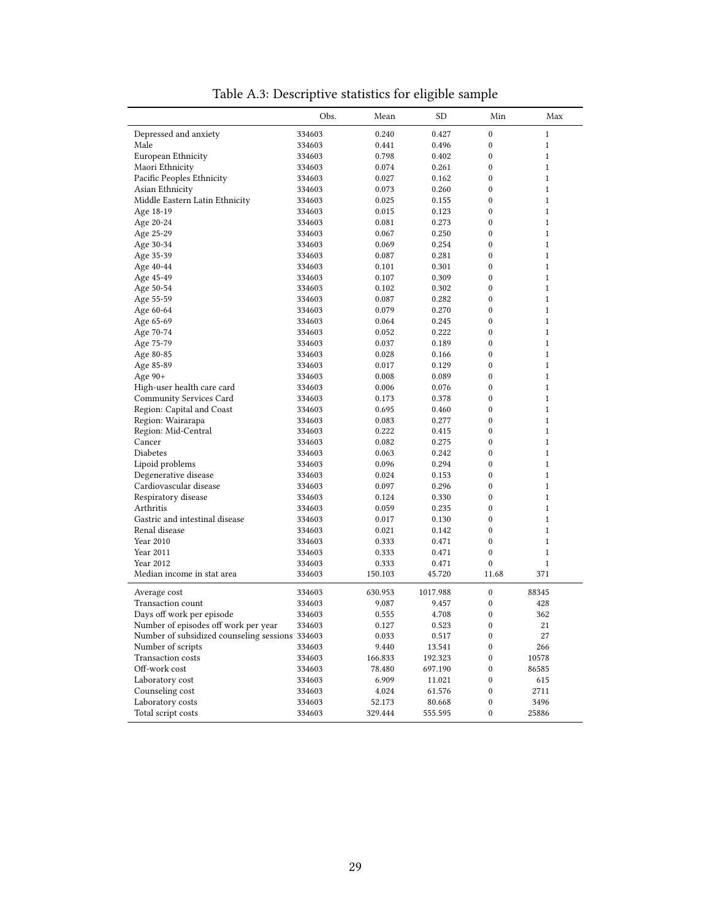Table A.3: Descriptive statistics for eligible sample

| | Obs. | Mean | SD | Min | Max |
|---|---|---|---|---|---|
| Depressed and anxiety | 334603 | 0.240 | 0.427 | 0 | 1 |
| Male | 334603 | 0.441 | 0.496 | 0 | 1 |
| European Ethnicity | 334603 | 0.798 | 0.402 | 0 | 1 |
| Maori Ethnicity | 334603 | 0.074 | 0.261 | 0 | 1 |
| Pacific Peoples Ethnicity | 334603 | 0.027 | 0.162 | 0 | 1 |
| Asian Ethnicity | 334603 | 0.073 | 0.260 | 0 | 1 |
| Middle Eastern Latin Ethnicity | 334603 | 0.025 | 0.155 | 0 | 1 |
| Age 18-19 | 334603 | 0.015 | 0.123 | 0 | 1 |
| Age 20-24 | 334603 | 0.081 | 0.273 | 0 | 1 |
| Age 25-29 | 334603 | 0.067 | 0.250 | 0 | 1 |
| Age 30-34 | 334603 | 0.069 | 0.254 | 0 | 1 |
| Age 35-39 | 334603 | 0.087 | 0.281 | 0 | 1 |
| Age 40-44 | 334603 | 0.101 | 0.301 | 0 | 1 |
| Age 45-49 | 334603 | 0.107 | 0.309 | 0 | 1 |
| Age 50-54 | 334603 | 0.102 | 0.302 | 0 | 1 |
| Age 55-59 | 334603 | 0.087 | 0.282 | 0 | 1 |
| Age 60-64 | 334603 | 0.079 | 0.270 | 0 | 1 |
| Age 65-69 | 334603 | 0.064 | 0.245 | 0 | 1 |
| Age 70-74 | 334603 | 0.052 | 0.222 | 0 | 1 |
| Age 75-79 | 334603 | 0.037 | 0.189 | 0 | 1 |
| Age 80-85 | 334603 | 0.028 | 0.166 | 0 | 1 |
| Age 85-89 | 334603 | 0.017 | 0.129 | 0 | 1 |
| Age 90+ | 334603 | 0.008 | 0.089 | 0 | 1 |
| High-user health care card | 334603 | 0.006 | 0.076 | 0 | 1 |
| Community Services Card | 334603 | 0.173 | 0.378 | 0 | 1 |
| Region: Capital and Coast | 334603 | 0.695 | 0.460 | 0 | 1 |
| Region: Wairarapa | 334603 | 0.083 | 0.277 | 0 | 1 |
| Region: Mid-Central | 334603 | 0.222 | 0.415 | 0 | 1 |
| Cancer | 334603 | 0.082 | 0.275 | 0 | 1 |
| Diabetes | 334603 | 0.063 | 0.242 | 0 | 1 |
| Lipoid problems | 334603 | 0.096 | 0.294 | 0 | 1 |
| Degenerative disease | 334603 | 0.024 | 0.153 | 0 | 1 |
| Cardiovascular disease | 334603 | 0.097 | 0.296 | 0 | 1 |
| Respiratory disease | 334603 | 0.124 | 0.330 | 0 | 1 |
| Arthritis | 334603 | 0.059 | 0.235 | 0 | 1 |
| Gastric and intestinal disease | 334603 | 0.017 | 0.130 | 0 | 1 |
| Renal disease | 334603 | 0.021 | 0.142 | 0 | 1 |
| Year 2010 | 334603 | 0.333 | 0.471 | 0 | 1 |
| Year 2011 | 334603 | 0.333 | 0.471 | 0 | 1 |
| Year 2012 | 334603 | 0.333 | 0.471 | 0 | 1 |
| Median income in stat area | 334603 | 150.103 | 45.720 | 11.68 | 371 |
| Average cost | 334603 | 630.953 | 1017.988 | 0 | 88345 |
| Transaction count | 334603 | 9.087 | 9.457 | 0 | 428 |
| Days off work per episode | 334603 | 0.555 | 4.708 | 0 | 362 |
| Number of episodes off work per year | 334603 | 0.127 | 0.523 | 0 | 21 |
| Number of subsidized counseling sessions | 334603 | 0.033 | 0.517 | 0 | 27 |
| Number of scripts | 334603 | 9.440 | 13.541 | 0 | 266 |
| Transaction costs | 334603 | 166.833 | 192.323 | 0 | 10578 |
| Off-work cost | 334603 | 78.480 | 697.190 | 0 | 86585 |
| Laboratory cost | 334603 | 6.909 | 11.021 | 0 | 615 |
| Counseling cost | 334603 | 4.024 | 61.576 | 0 | 2711 |
| Laboratory costs | 334603 | 52.173 | 80.668 | 0 | 3496 |
| Total script costs | 334603 | 329.444 | 555.595 | 0 | 25886 |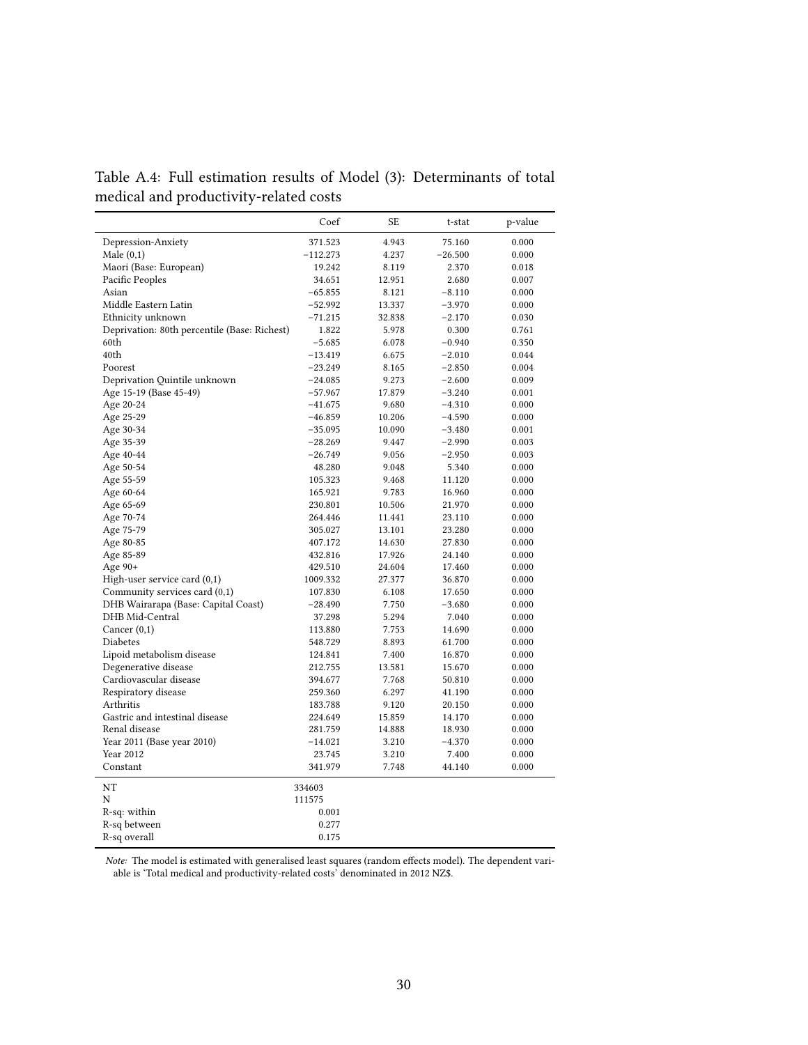Table A.4: Full estimation results of Model (3): Determinants of total medical and productivity-related costs

| | Coef | SE | t-stat | p-value |
|---|---|---|---|---|
| Depression-Anxiety | 371.523 | 4.943 | 75.160 | 0.000 |
| Male (0,1) | −112.273 | 4.237 | −26.500 | 0.000 |
| Maori (Base: European) | 19.242 | 8.119 | 2.370 | 0.018 |
| Pacific Peoples | 34.651 | 12.951 | 2.680 | 0.007 |
| Asian | −65.855 | 8.121 | −8.110 | 0.000 |
| Middle Eastern Latin | −52.992 | 13.337 | −3.970 | 0.000 |
| Ethnicity unknown | −71.215 | 32.838 | −2.170 | 0.030 |
| Deprivation: 80th percentile (Base: Richest) | 1.822 | 5.978 | 0.300 | 0.761 |
| 60th | −5.685 | 6.078 | −0.940 | 0.350 |
| 40th | −13.419 | 6.675 | −2.010 | 0.044 |
| Poorest | −23.249 | 8.165 | −2.850 | 0.004 |
| Deprivation Quintile unknown | −24.085 | 9.273 | −2.600 | 0.009 |
| Age 15-19 (Base 45-49) | −57.967 | 17.879 | −3.240 | 0.001 |
| Age 20-24 | −41.675 | 9.680 | −4.310 | 0.000 |
| Age 25-29 | −46.859 | 10.206 | −4.590 | 0.000 |
| Age 30-34 | −35.095 | 10.090 | −3.480 | 0.001 |
| Age 35-39 | −28.269 | 9.447 | −2.990 | 0.003 |
| Age 40-44 | −26.749 | 9.056 | −2.950 | 0.003 |
| Age 50-54 | 48.280 | 9.048 | 5.340 | 0.000 |
| Age 55-59 | 105.323 | 9.468 | 11.120 | 0.000 |
| Age 60-64 | 165.921 | 9.783 | 16.960 | 0.000 |
| Age 65-69 | 230.801 | 10.506 | 21.970 | 0.000 |
| Age 70-74 | 264.446 | 11.441 | 23.110 | 0.000 |
| Age 75-79 | 305.027 | 13.101 | 23.280 | 0.000 |
| Age 80-85 | 407.172 | 14.630 | 27.830 | 0.000 |
| Age 85-89 | 432.816 | 17.926 | 24.140 | 0.000 |
| Age 90+ | 429.510 | 24.604 | 17.460 | 0.000 |
| High-user service card (0,1) | 1009.332 | 27.377 | 36.870 | 0.000 |
| Community services card (0,1) | 107.830 | 6.108 | 17.650 | 0.000 |
| DHB Wairarapa (Base: Capital Coast) | −28.490 | 7.750 | −3.680 | 0.000 |
| DHB Mid-Central | 37.298 | 5.294 | 7.040 | 0.000 |
| Cancer (0,1) | 113.880 | 7.753 | 14.690 | 0.000 |
| Diabetes | 548.729 | 8.893 | 61.700 | 0.000 |
| Lipoid metabolism disease | 124.841 | 7.400 | 16.870 | 0.000 |
| Degenerative disease | 212.755 | 13.581 | 15.670 | 0.000 |
| Cardiovascular disease | 394.677 | 7.768 | 50.810 | 0.000 |
| Respiratory disease | 259.360 | 6.297 | 41.190 | 0.000 |
| Arthritis | 183.788 | 9.120 | 20.150 | 0.000 |
| Gastric and intestinal disease | 224.649 | 15.859 | 14.170 | 0.000 |
| Renal disease | 281.759 | 14.888 | 18.930 | 0.000 |
| Year 2011 (Base year 2010) | −14.021 | 3.210 | −4.370 | 0.000 |
| Year 2012 | 23.745 | 3.210 | 7.400 | 0.000 |
| Constant | 341.979 | 7.748 | 44.140 | 0.000 |
| NT | 334603 | | | |
| N | 111575 | | | |
| R-sq: within | 0.001 | | | |
| R-sq between | 0.277 | | | |
| R-sq overall | 0.175 | | | |

*Note:* The model is estimated with generalised least squares (random effects model). The dependent variable is 'Total medical and productivity-related costs' denominated in 2012 NZ$.